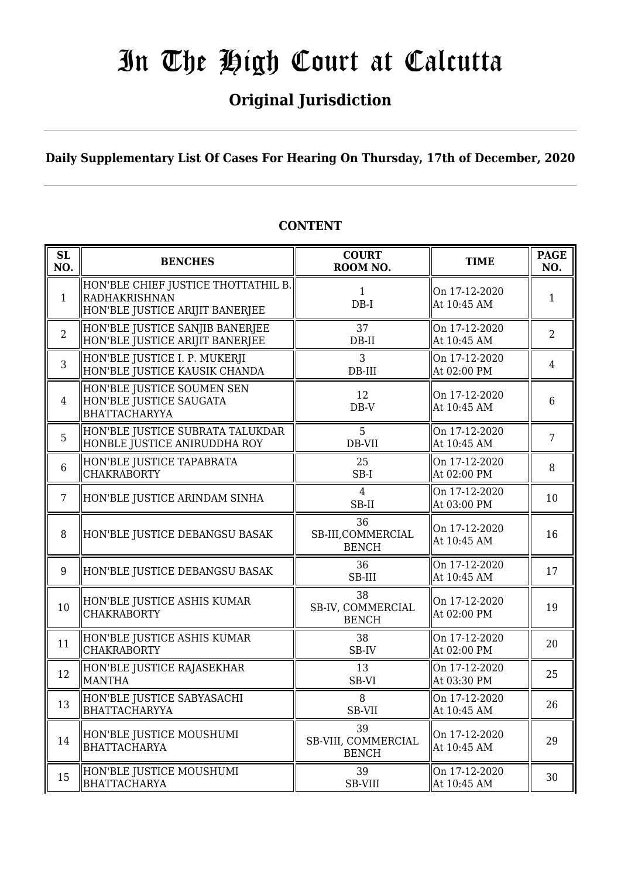# In The High Court at Calcutta

## Original Jurisdiction

**Daily Supplementary List Of Cases For Hearing On Thursday, 17th of December, 2020**

### CONTENT

| SL NO. | BENCHES | COURT ROOM NO. | TIME | PAGE NO. |
|---|---|---|---|---|
| 1 | HON'BLE CHIEF JUSTICE THOTTATHIL B. RADHAKRISHNAN<br>HON'BLE JUSTICE ARIJIT BANERJEE | 1<br>DB-I | On 17-12-2020<br>At 10:45 AM | 1 |
| 2 | HON'BLE JUSTICE SANJIB BANERJEE<br>HON'BLE JUSTICE ARIJIT BANERJEE | 37<br>DB-II | On 17-12-2020<br>At 10:45 AM | 2 |
| 3 | HON'BLE JUSTICE I. P. MUKERJI<br>HON'BLE JUSTICE KAUSIK CHANDA | 3<br>DB-III | On 17-12-2020<br>At 02:00 PM | 4 |
| 4 | HON'BLE JUSTICE SOUMEN SEN<br>HON'BLE JUSTICE SAUGATA BHATTACHARYYA | 12<br>DB-V | On 17-12-2020<br>At 10:45 AM | 6 |
| 5 | HON'BLE JUSTICE SUBRATA TALUKDAR<br>HONBLE JUSTICE ANIRUDDHA ROY | 5<br>DB-VII | On 17-12-2020<br>At 10:45 AM | 7 |
| 6 | HON'BLE JUSTICE TAPABRATA CHAKRABORTY | 25<br>SB-I | On 17-12-2020<br>At 02:00 PM | 8 |
| 7 | HON'BLE JUSTICE ARINDAM SINHA | 4<br>SB-II | On 17-12-2020<br>At 03:00 PM | 10 |
| 8 | HON'BLE JUSTICE DEBANGSU BASAK | 36<br>SB-III,COMMERCIAL BENCH | On 17-12-2020<br>At 10:45 AM | 16 |
| 9 | HON'BLE JUSTICE DEBANGSU BASAK | 36<br>SB-III | On 17-12-2020<br>At 10:45 AM | 17 |
| 10 | HON'BLE JUSTICE ASHIS KUMAR CHAKRABORTY | 38<br>SB-IV, COMMERCIAL BENCH | On 17-12-2020<br>At 02:00 PM | 19 |
| 11 | HON'BLE JUSTICE ASHIS KUMAR CHAKRABORTY | 38<br>SB-IV | On 17-12-2020<br>At 02:00 PM | 20 |
| 12 | HON'BLE JUSTICE RAJASEKHAR MANTHA | 13<br>SB-VI | On 17-12-2020<br>At 03:30 PM | 25 |
| 13 | HON'BLE JUSTICE SABYASACHI BHATTACHARYYA | 8<br>SB-VII | On 17-12-2020<br>At 10:45 AM | 26 |
| 14 | HON'BLE JUSTICE MOUSHUMI BHATTACHARYA | 39<br>SB-VIII, COMMERCIAL BENCH | On 17-12-2020<br>At 10:45 AM | 29 |
| 15 | HON'BLE JUSTICE MOUSHUMI BHATTACHARYA | 39<br>SB-VIII | On 17-12-2020<br>At 10:45 AM | 30 |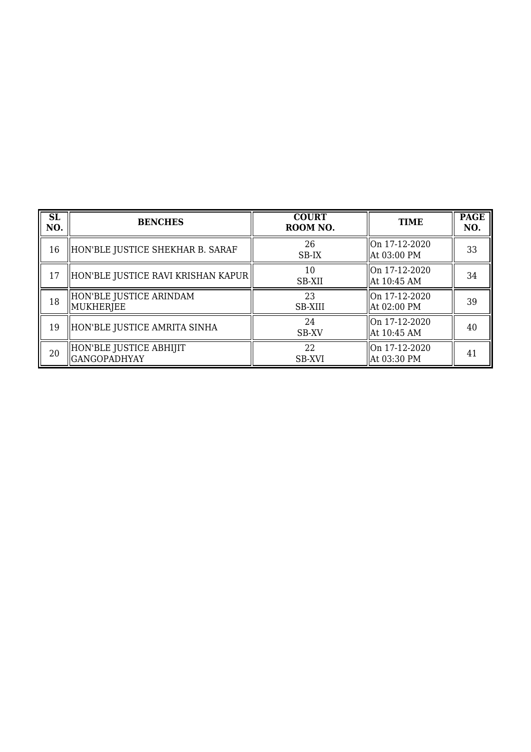| SL NO. | BENCHES | COURT ROOM NO. | TIME | PAGE NO. |
|---|---|---|---|---|
| 16 | HON'BLE JUSTICE SHEKHAR B. SARAF | 26 SB-IX | On 17-12-2020 At 03:00 PM | 33 |
| 17 | HON'BLE JUSTICE RAVI KRISHAN KAPUR | 10 SB-XII | On 17-12-2020 At 10:45 AM | 34 |
| 18 | HON'BLE JUSTICE ARINDAM MUKHERJEE | 23 SB-XIII | On 17-12-2020 At 02:00 PM | 39 |
| 19 | HON'BLE JUSTICE AMRITA SINHA | 24 SB-XV | On 17-12-2020 At 10:45 AM | 40 |
| 20 | HON'BLE JUSTICE ABHIJIT GANGOPADHYAY | 22 SB-XVI | On 17-12-2020 At 03:30 PM | 41 |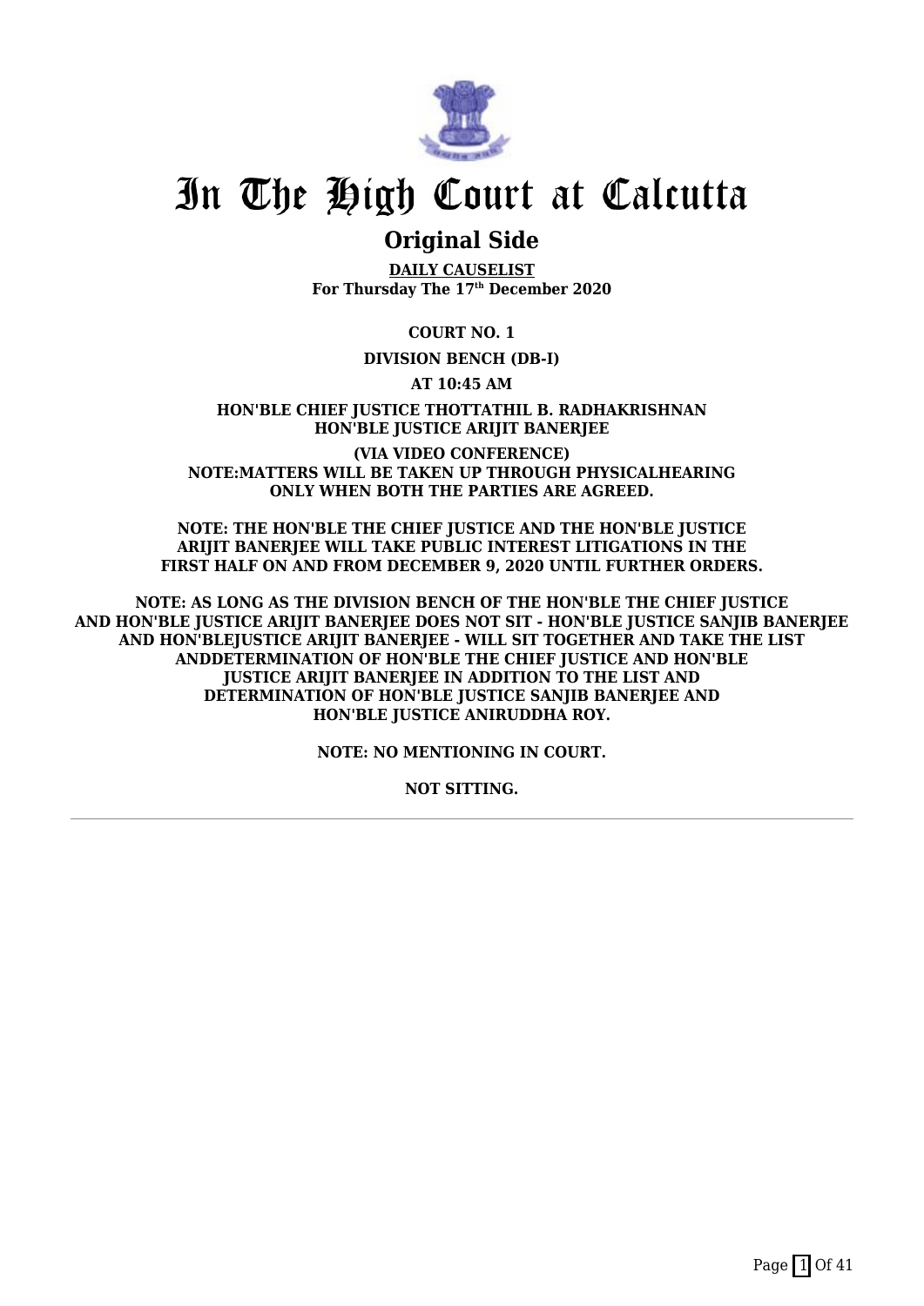# In The High Court at Calcutta

## Original Side

**DAILY CAUSELIST**
**For Thursday The 17th December 2020**

**COURT NO. 1**

**DIVISION BENCH (DB-I)**

**AT 10:45 AM**

**HON'BLE CHIEF JUSTICE THOTTATHIL B. RADHAKRISHNAN**
**HON'BLE JUSTICE ARIJIT BANERJEE**

**(VIA VIDEO CONFERENCE)**
**NOTE:MATTERS WILL BE TAKEN UP THROUGH PHYSICALHEARING ONLY WHEN BOTH THE PARTIES ARE AGREED.**

**NOTE: THE HON'BLE THE CHIEF JUSTICE AND THE HON'BLE JUSTICE ARIJIT BANERJEE WILL TAKE PUBLIC INTEREST LITIGATIONS IN THE FIRST HALF ON AND FROM DECEMBER 9, 2020 UNTIL FURTHER ORDERS.**

**NOTE: AS LONG AS THE DIVISION BENCH OF THE HON'BLE THE CHIEF JUSTICE AND HON'BLE JUSTICE ARIJIT BANERJEE DOES NOT SIT - HON'BLE JUSTICE SANJIB BANERJEE AND HON'BLEJUSTICE ARIJIT BANERJEE - WILL SIT TOGETHER AND TAKE THE LIST ANDDETERMINATION OF HON'BLE THE CHIEF JUSTICE AND HON'BLE JUSTICE ARIJIT BANERJEE IN ADDITION TO THE LIST AND DETERMINATION OF HON'BLE JUSTICE SANJIB BANERJEE AND HON'BLE JUSTICE ANIRUDDHA ROY.**

**NOTE: NO MENTIONING IN COURT.**

**NOT SITTING.**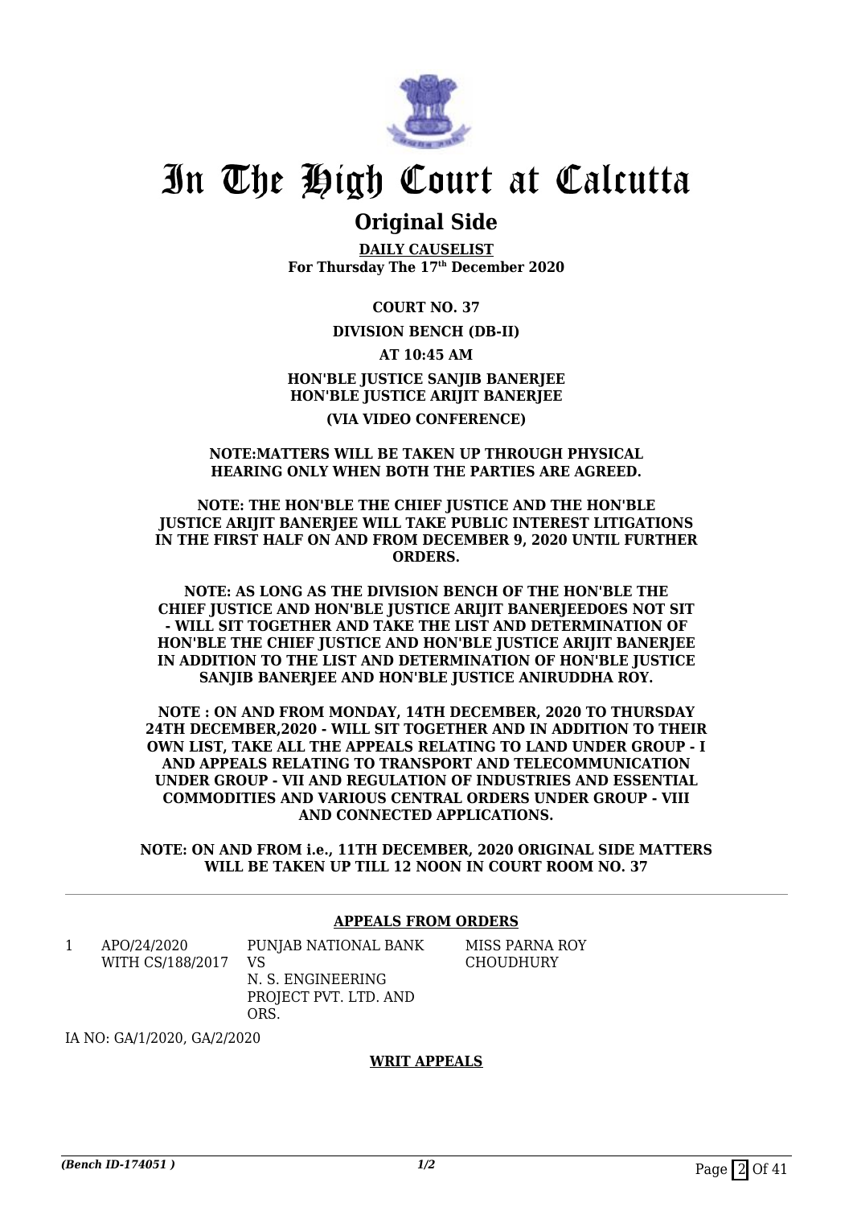# In The High Court at Calcutta

## Original Side

**DAILY CAUSELIST**
**For Thursday The 17th December 2020**

**COURT NO. 37**

**DIVISION BENCH (DB-II)**

**AT 10:45 AM**

**HON'BLE JUSTICE SANJIB BANERJEE**
**HON'BLE JUSTICE ARIJIT BANERJEE**

**(VIA VIDEO CONFERENCE)**

**NOTE:MATTERS WILL BE TAKEN UP THROUGH PHYSICAL HEARING ONLY WHEN BOTH THE PARTIES ARE AGREED.**

**NOTE: THE HON'BLE THE CHIEF JUSTICE AND THE HON'BLE JUSTICE ARIJIT BANERJEE WILL TAKE PUBLIC INTEREST LITIGATIONS IN THE FIRST HALF ON AND FROM DECEMBER 9, 2020 UNTIL FURTHER ORDERS.**

**NOTE: AS LONG AS THE DIVISION BENCH OF THE HON'BLE THE CHIEF JUSTICE AND HON'BLE JUSTICE ARIJIT BANERJEEDOES NOT SIT - WILL SIT TOGETHER AND TAKE THE LIST AND DETERMINATION OF HON'BLE THE CHIEF JUSTICE AND HON'BLE JUSTICE ARIJIT BANERJEE IN ADDITION TO THE LIST AND DETERMINATION OF HON'BLE JUSTICE SANJIB BANERJEE AND HON'BLE JUSTICE ANIRUDDHA ROY.**

**NOTE : ON AND FROM MONDAY, 14TH DECEMBER, 2020 TO THURSDAY 24TH DECEMBER,2020 - WILL SIT TOGETHER AND IN ADDITION TO THEIR OWN LIST, TAKE ALL THE APPEALS RELATING TO LAND UNDER GROUP - I AND APPEALS RELATING TO TRANSPORT AND TELECOMMUNICATION UNDER GROUP - VII AND REGULATION OF INDUSTRIES AND ESSENTIAL COMMODITIES AND VARIOUS CENTRAL ORDERS UNDER GROUP - VIII AND CONNECTED APPLICATIONS.**

**NOTE: ON AND FROM i.e., 11TH DECEMBER, 2020 ORIGINAL SIDE MATTERS WILL BE TAKEN UP TILL 12 NOON IN COURT ROOM NO. 37**

---

**APPEALS FROM ORDERS**

| | | | |
|---|---|---|---|
| 1 | APO/24/2020 WITH CS/188/2017 | PUNJAB NATIONAL BANK VS N. S. ENGINEERING PROJECT PVT. LTD. AND ORS. | MISS PARNA ROY CHOUDHURY |

IA NO: GA/1/2020, GA/2/2020

**WRIT APPEALS**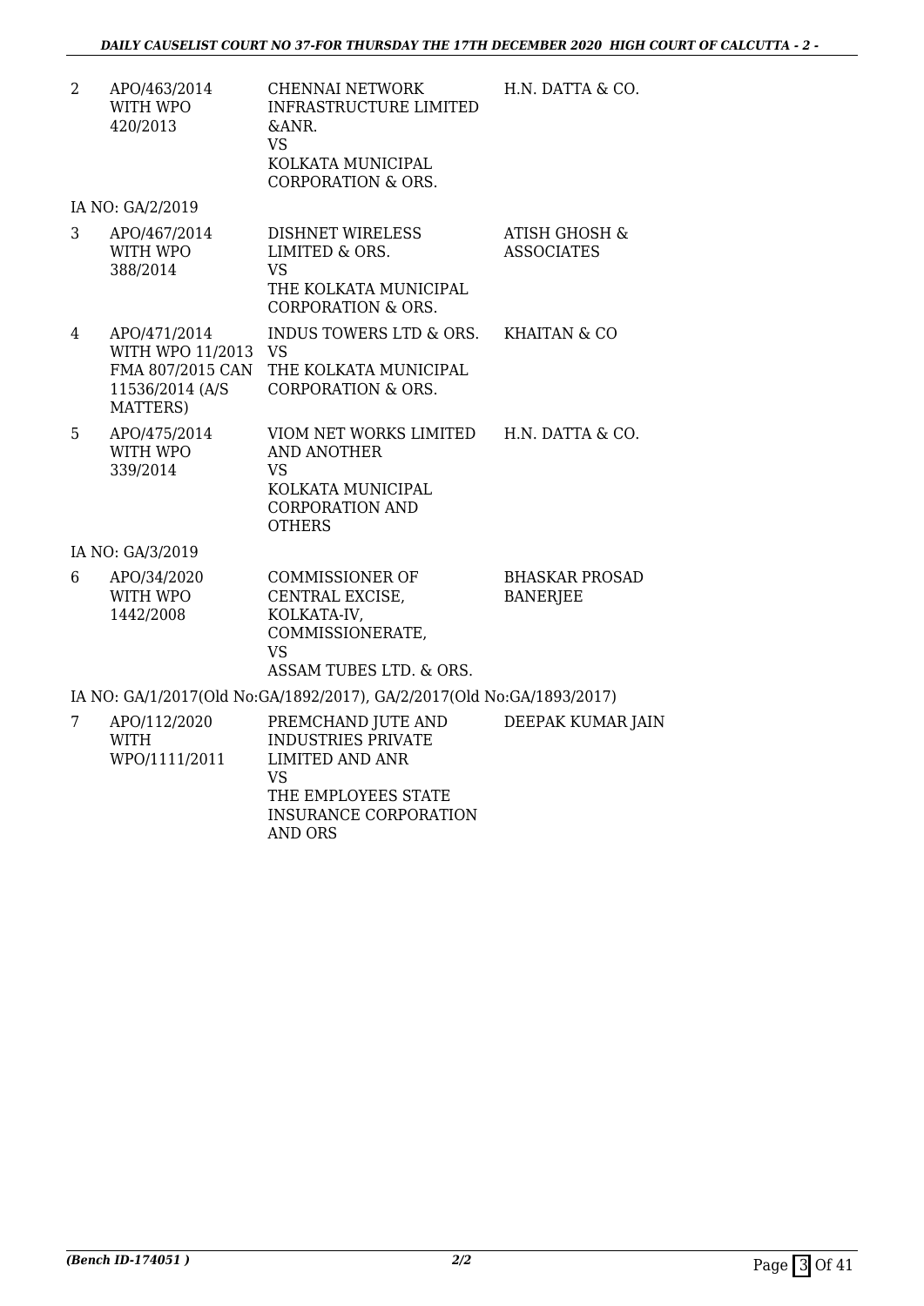| | | | |
|---|---|---|---|
| 2 | APO/463/2014 WITH WPO 420/2013 | CHENNAI NETWORK INFRASTRUCTURE LIMITED &ANR. VS KOLKATA MUNICIPAL CORPORATION & ORS. | H.N. DATTA & CO. |
| | IA NO: GA/2/2019 | | |
| 3 | APO/467/2014 WITH WPO 388/2014 | DISHNET WIRELESS LIMITED & ORS. VS THE KOLKATA MUNICIPAL CORPORATION & ORS. | ATISH GHOSH & ASSOCIATES |
| 4 | APO/471/2014 WITH WPO 11/2013 FMA 807/2015 CAN 11536/2014 (A/S MATTERS) | INDUS TOWERS LTD & ORS. VS THE KOLKATA MUNICIPAL CORPORATION & ORS. | KHAITAN & CO |
| 5 | APO/475/2014 WITH WPO 339/2014 | VIOM NET WORKS LIMITED AND ANOTHER VS KOLKATA MUNICIPAL CORPORATION AND OTHERS | H.N. DATTA & CO. |
| | IA NO: GA/3/2019 | | |
| 6 | APO/34/2020 WITH WPO 1442/2008 | COMMISSIONER OF CENTRAL EXCISE, KOLKATA-IV, COMMISSIONERATE, VS ASSAM TUBES LTD. & ORS. | BHASKAR PROSAD BANERJEE |
| | IA NO: GA/1/2017(Old No:GA/1892/2017), GA/2/2017(Old No:GA/1893/2017) | | |
| 7 | APO/112/2020 WITH WPO/1111/2011 | PREMCHAND JUTE AND INDUSTRIES PRIVATE LIMITED AND ANR VS THE EMPLOYEES STATE INSURANCE CORPORATION AND ORS | DEEPAK KUMAR JAIN |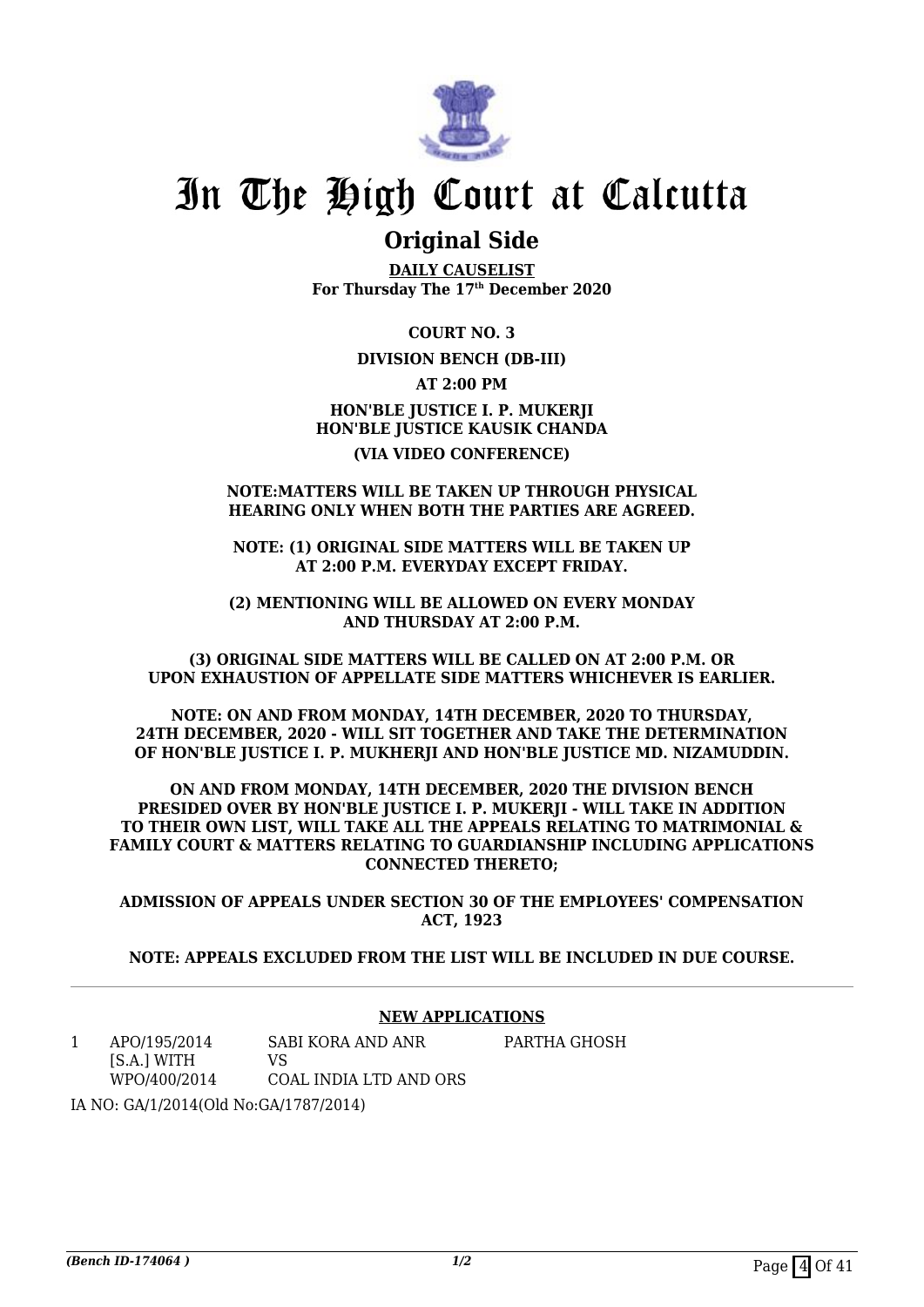# In The High Court at Calcutta

## Original Side

**DAILY CAUSELIST**
**For Thursday The 17th December 2020**

**COURT NO. 3**

**DIVISION BENCH (DB-III)**

**AT 2:00 PM**

**HON'BLE JUSTICE I. P. MUKERJI**
**HON'BLE JUSTICE KAUSIK CHANDA**

**(VIA VIDEO CONFERENCE)**

**NOTE:MATTERS WILL BE TAKEN UP THROUGH PHYSICAL HEARING ONLY WHEN BOTH THE PARTIES ARE AGREED.**

**NOTE: (1) ORIGINAL SIDE MATTERS WILL BE TAKEN UP AT 2:00 P.M. EVERYDAY EXCEPT FRIDAY.**

**(2) MENTIONING WILL BE ALLOWED ON EVERY MONDAY AND THURSDAY AT 2:00 P.M.**

**(3) ORIGINAL SIDE MATTERS WILL BE CALLED ON AT 2:00 P.M. OR UPON EXHAUSTION OF APPELLATE SIDE MATTERS WHICHEVER IS EARLIER.**

**NOTE: ON AND FROM MONDAY, 14TH DECEMBER, 2020 TO THURSDAY, 24TH DECEMBER, 2020 - WILL SIT TOGETHER AND TAKE THE DETERMINATION OF HON'BLE JUSTICE I. P. MUKHERJI AND HON'BLE JUSTICE MD. NIZAMUDDIN.**

**ON AND FROM MONDAY, 14TH DECEMBER, 2020 THE DIVISION BENCH PRESIDED OVER BY HON'BLE JUSTICE I. P. MUKERJI - WILL TAKE IN ADDITION TO THEIR OWN LIST, WILL TAKE ALL THE APPEALS RELATING TO MATRIMONIAL & FAMILY COURT & MATTERS RELATING TO GUARDIANSHIP INCLUDING APPLICATIONS CONNECTED THERETO;**

**ADMISSION OF APPEALS UNDER SECTION 30 OF THE EMPLOYEES' COMPENSATION ACT, 1923**

**NOTE: APPEALS EXCLUDED FROM THE LIST WILL BE INCLUDED IN DUE COURSE.**

---

**NEW APPLICATIONS**

| | | | |
|---|---|---|---|
| 1 | APO/195/2014 [S.A.] WITH WPO/400/2014 | SABI KORA AND ANR VS COAL INDIA LTD AND ORS | PARTHA GHOSH |

IA NO: GA/1/2014(Old No:GA/1787/2014)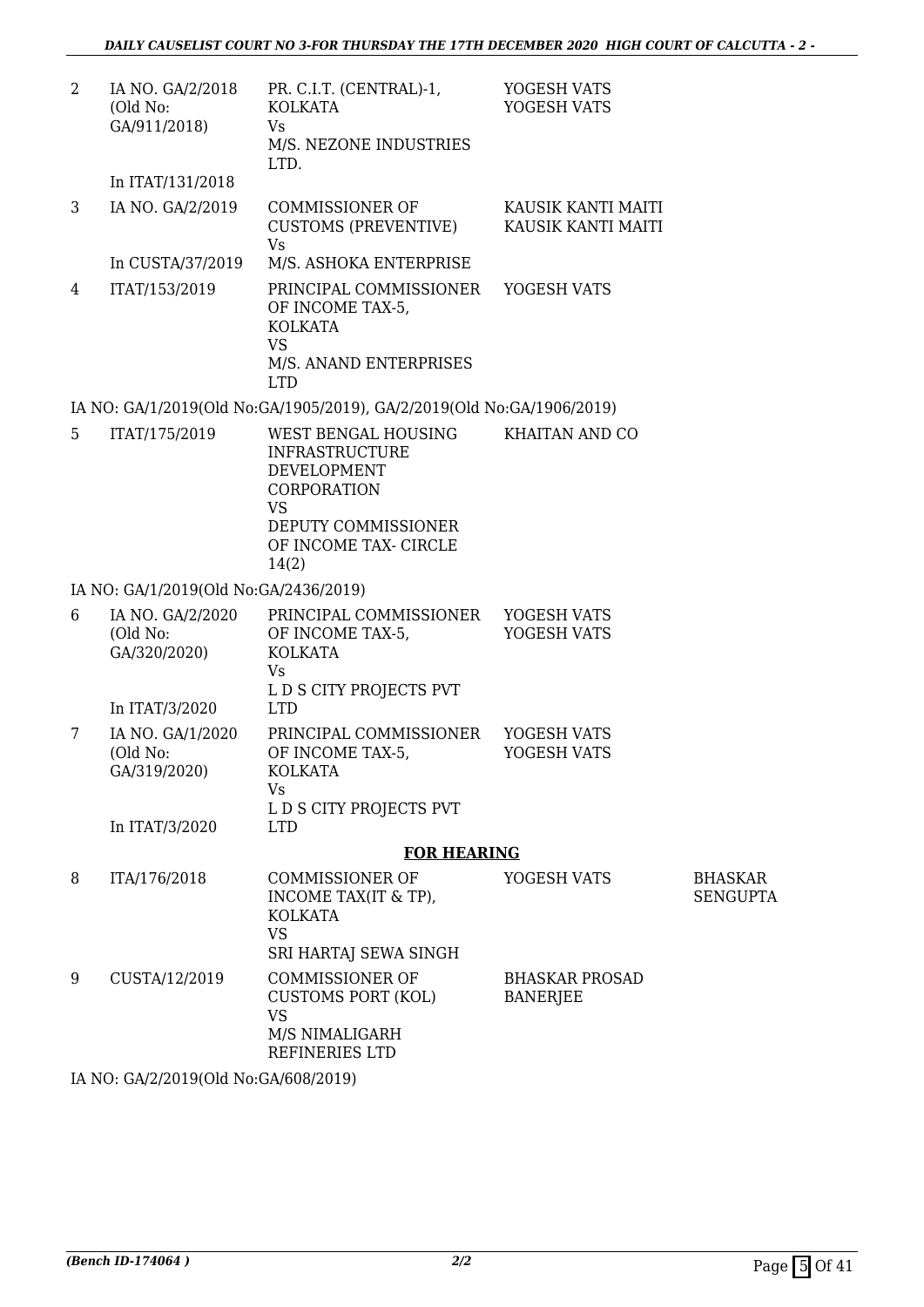| | | | | |
|---|---|---|---|---|
| 2 | IA NO. GA/2/2018 (Old No: GA/911/2018) In ITAT/131/2018 | PR. C.I.T. (CENTRAL)-1, KOLKATA Vs M/S. NEZONE INDUSTRIES LTD. | YOGESH VATS YOGESH VATS | |
| 3 | IA NO. GA/2/2019 In CUSTA/37/2019 | COMMISSIONER OF CUSTOMS (PREVENTIVE) Vs M/S. ASHOKA ENTERPRISE | KAUSIK KANTI MAITI KAUSIK KANTI MAITI | |
| 4 | ITAT/153/2019 | PRINCIPAL COMMISSIONER OF INCOME TAX-5, KOLKATA VS M/S. ANAND ENTERPRISES LTD | YOGESH VATS | |

IA NO: GA/1/2019(Old No:GA/1905/2019), GA/2/2019(Old No:GA/1906/2019)

| | | | | |
|---|---|---|---|---|
| 5 | ITAT/175/2019 | WEST BENGAL HOUSING INFRASTRUCTURE DEVELOPMENT CORPORATION VS DEPUTY COMMISSIONER OF INCOME TAX- CIRCLE 14(2) | KHAITAN AND CO | |

IA NO: GA/1/2019(Old No:GA/2436/2019)

| | | | | |
|---|---|---|---|---|
| 6 | IA NO. GA/2/2020 (Old No: GA/320/2020) In ITAT/3/2020 | PRINCIPAL COMMISSIONER OF INCOME TAX-5, KOLKATA Vs L D S CITY PROJECTS PVT LTD | YOGESH VATS YOGESH VATS | |
| 7 | IA NO. GA/1/2020 (Old No: GA/319/2020) In ITAT/3/2020 | PRINCIPAL COMMISSIONER OF INCOME TAX-5, KOLKATA Vs L D S CITY PROJECTS PVT LTD | YOGESH VATS YOGESH VATS | |

**FOR HEARING**

| | | | | |
|---|---|---|---|---|
| 8 | ITA/176/2018 | COMMISSIONER OF INCOME TAX(IT & TP), KOLKATA VS SRI HARTAJ SEWA SINGH | YOGESH VATS | BHASKAR SENGUPTA |
| 9 | CUSTA/12/2019 | COMMISSIONER OF CUSTOMS PORT (KOL) VS M/S NIMALIGARH REFINERIES LTD | BHASKAR PROSAD BANERJEE | |

IA NO: GA/2/2019(Old No:GA/608/2019)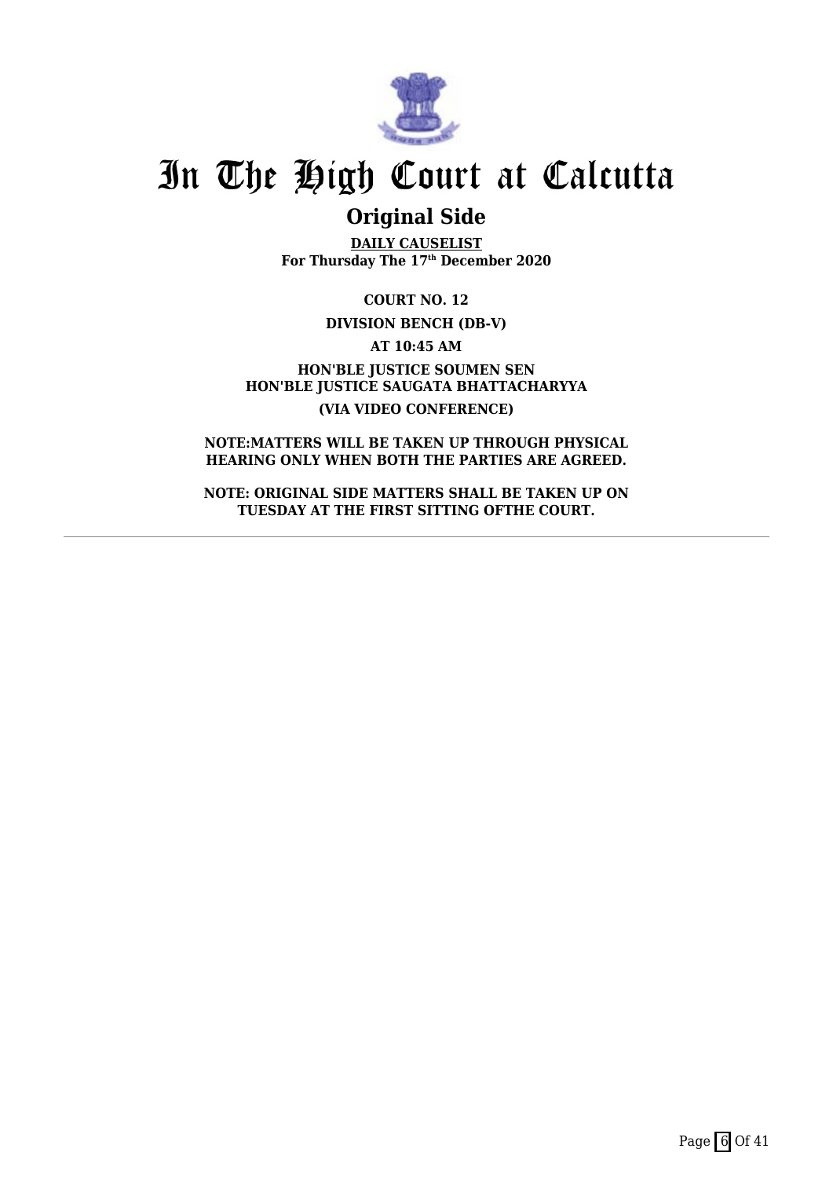# In The High Court at Calcutta

## Original Side

**DAILY CAUSELIST**
**For Thursday The 17th December 2020**

**COURT NO. 12**

**DIVISION BENCH (DB-V)**

**AT 10:45 AM**

**HON'BLE JUSTICE SOUMEN SEN**
**HON'BLE JUSTICE SAUGATA BHATTACHARYYA**

**(VIA VIDEO CONFERENCE)**

**NOTE:MATTERS WILL BE TAKEN UP THROUGH PHYSICAL HEARING ONLY WHEN BOTH THE PARTIES ARE AGREED.**

**NOTE: ORIGINAL SIDE MATTERS SHALL BE TAKEN UP ON TUESDAY AT THE FIRST SITTING OFTHE COURT.**

---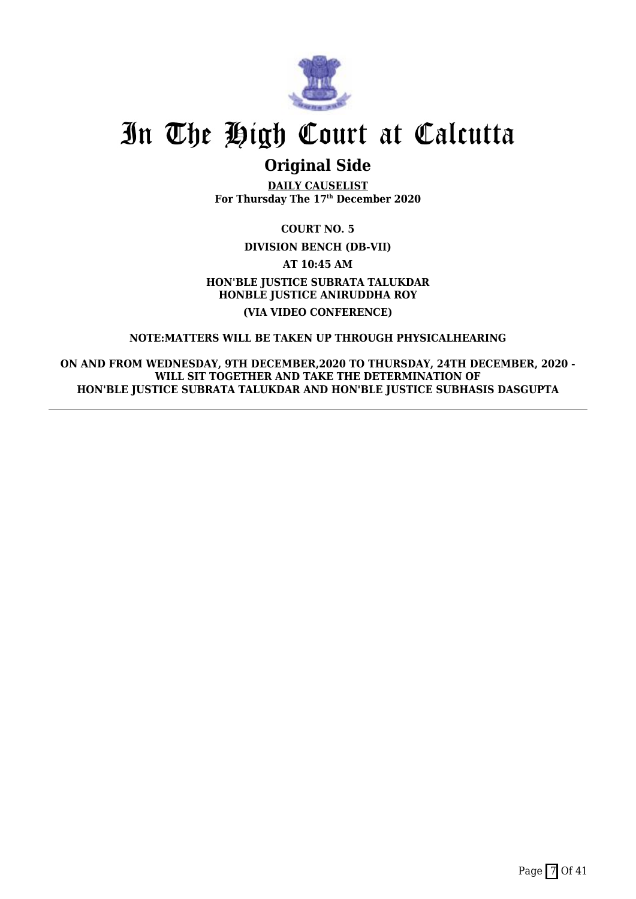# In The High Court at Calcutta

## Original Side

**DAILY CAUSELIST**
**For Thursday The 17th December 2020**

**COURT NO. 5**

**DIVISION BENCH (DB-VII)**

**AT 10:45 AM**

**HON'BLE JUSTICE SUBRATA TALUKDAR**
**HONBLE JUSTICE ANIRUDDHA ROY**

**(VIA VIDEO CONFERENCE)**

**NOTE:MATTERS WILL BE TAKEN UP THROUGH PHYSICALHEARING**

**ON AND FROM WEDNESDAY, 9TH DECEMBER,2020 TO THURSDAY, 24TH DECEMBER, 2020 - WILL SIT TOGETHER AND TAKE THE DETERMINATION OF HON'BLE JUSTICE SUBRATA TALUKDAR AND HON'BLE JUSTICE SUBHASIS DASGUPTA**

---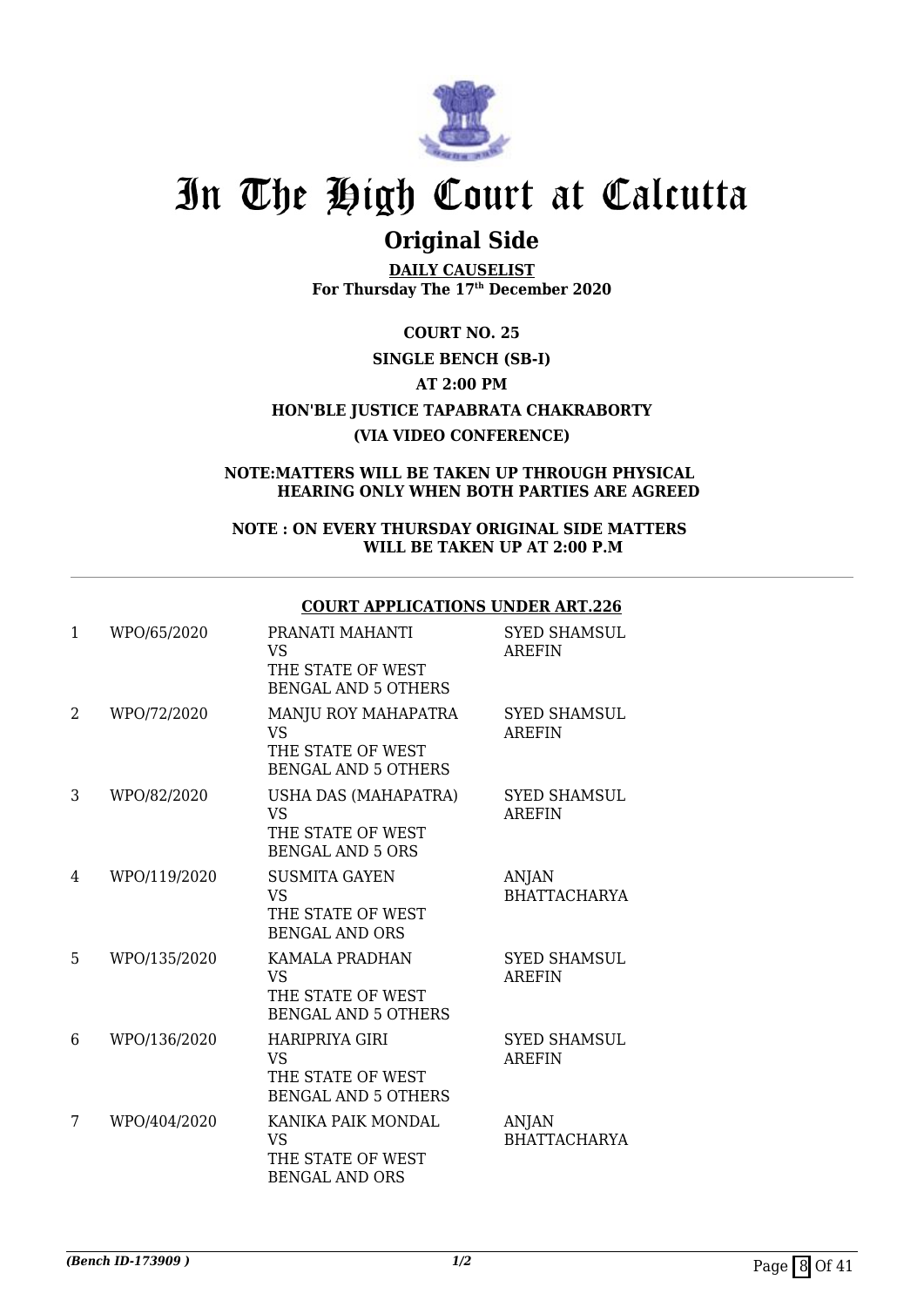# In The High Court at Calcutta

## Original Side

**DAILY CAUSELIST**
**For Thursday The 17th December 2020**

**COURT NO. 25**

**SINGLE BENCH (SB-I)**

**AT 2:00 PM**

**HON'BLE JUSTICE TAPABRATA CHAKRABORTY**

**(VIA VIDEO CONFERENCE)**

**NOTE:MATTERS WILL BE TAKEN UP THROUGH PHYSICAL HEARING ONLY WHEN BOTH PARTIES ARE AGREED**

**NOTE : ON EVERY THURSDAY ORIGINAL SIDE MATTERS WILL BE TAKEN UP AT 2:00 P.M**

**COURT APPLICATIONS UNDER ART.226**

| | | | |
|---|---|---|---|
| 1 | WPO/65/2020 | PRANATI MAHANTI VS THE STATE OF WEST BENGAL AND 5 OTHERS | SYED SHAMSUL AREFIN |
| 2 | WPO/72/2020 | MANJU ROY MAHAPATRA VS THE STATE OF WEST BENGAL AND 5 OTHERS | SYED SHAMSUL AREFIN |
| 3 | WPO/82/2020 | USHA DAS (MAHAPATRA) VS THE STATE OF WEST BENGAL AND 5 ORS | SYED SHAMSUL AREFIN |
| 4 | WPO/119/2020 | SUSMITA GAYEN VS THE STATE OF WEST BENGAL AND ORS | ANJAN BHATTACHARYA |
| 5 | WPO/135/2020 | KAMALA PRADHAN VS THE STATE OF WEST BENGAL AND 5 OTHERS | SYED SHAMSUL AREFIN |
| 6 | WPO/136/2020 | HARIPRIYA GIRI VS THE STATE OF WEST BENGAL AND 5 OTHERS | SYED SHAMSUL AREFIN |
| 7 | WPO/404/2020 | KANIKA PAIK MONDAL VS THE STATE OF WEST BENGAL AND ORS | ANJAN BHATTACHARYA |

*(Bench ID-173909 )* *1/2*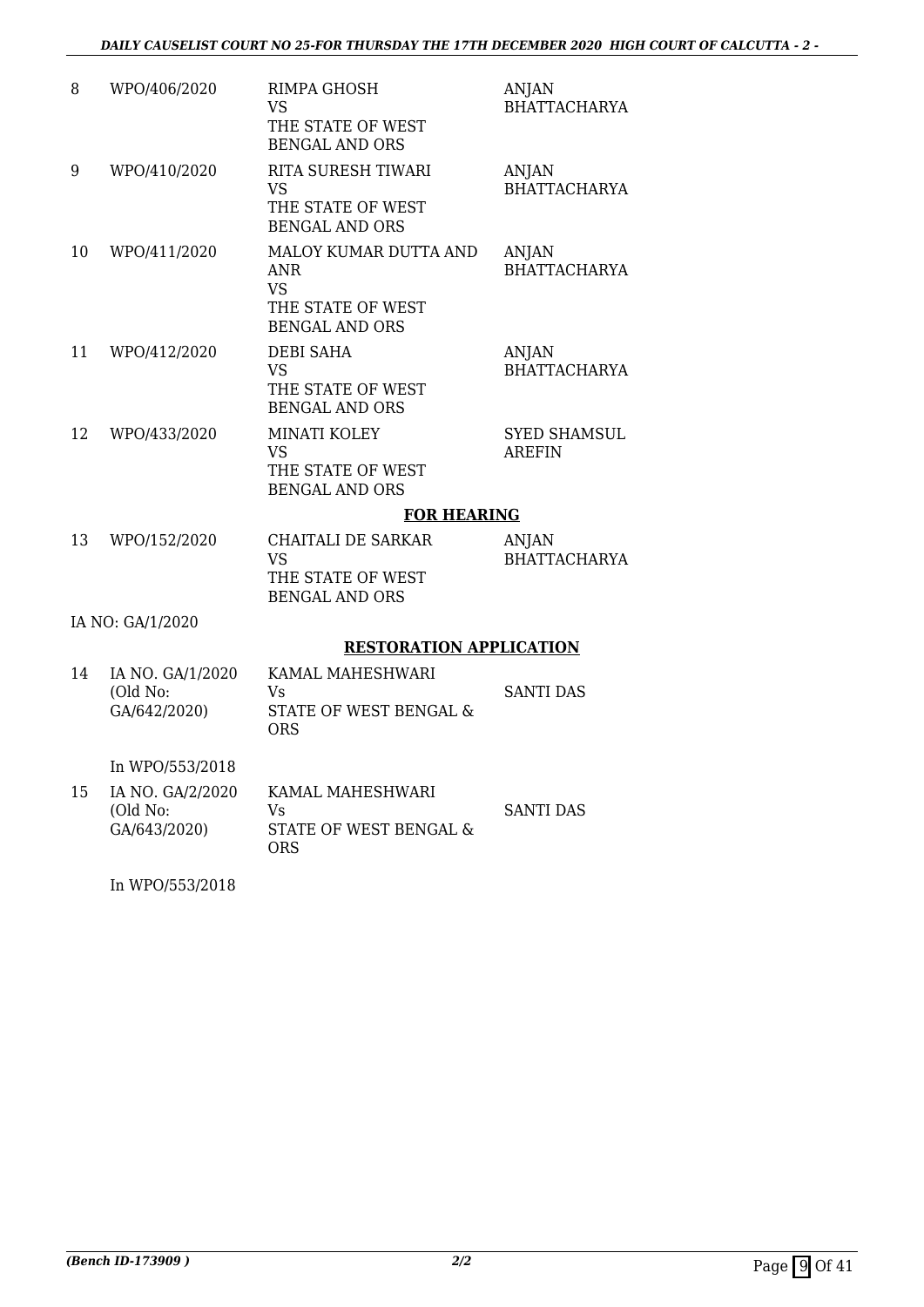| 8 | WPO/406/2020 | RIMPA GHOSH<br>VS<br>THE STATE OF WEST BENGAL AND ORS | ANJAN BHATTACHARYA |
|---|---|---|---|
| 9 | WPO/410/2020 | RITA SURESH TIWARI<br>VS<br>THE STATE OF WEST BENGAL AND ORS | ANJAN BHATTACHARYA |
| 10 | WPO/411/2020 | MALOY KUMAR DUTTA AND ANR<br>VS<br>THE STATE OF WEST BENGAL AND ORS | ANJAN BHATTACHARYA |
| 11 | WPO/412/2020 | DEBI SAHA<br>VS<br>THE STATE OF WEST BENGAL AND ORS | ANJAN BHATTACHARYA |
| 12 | WPO/433/2020 | MINATI KOLEY<br>VS<br>THE STATE OF WEST BENGAL AND ORS | SYED SHAMSUL AREFIN |

**FOR HEARING**

| 13 | WPO/152/2020 | CHAITALI DE SARKAR<br>VS<br>THE STATE OF WEST BENGAL AND ORS | ANJAN BHATTACHARYA |
|---|---|---|---|

IA NO: GA/1/2020

**RESTORATION APPLICATION**

| 14 | IA NO. GA/1/2020<br>(Old No: GA/642/2020) | KAMAL MAHESHWARI<br>Vs<br>STATE OF WEST BENGAL & ORS | SANTI DAS |
|---|---|---|---|

In WPO/553/2018

| 15 | IA NO. GA/2/2020<br>(Old No: GA/643/2020) | KAMAL MAHESHWARI<br>Vs<br>STATE OF WEST BENGAL & ORS | SANTI DAS |
|---|---|---|---|

In WPO/553/2018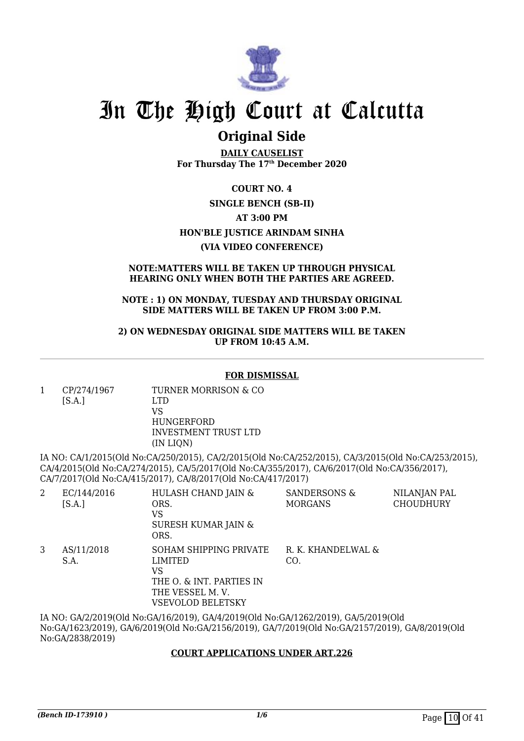# In The High Court at Calcutta

## Original Side

**DAILY CAUSELIST**
**For Thursday The 17th December 2020**

**COURT NO. 4**

**SINGLE BENCH (SB-II)**

**AT 3:00 PM**

**HON'BLE JUSTICE ARINDAM SINHA**

**(VIA VIDEO CONFERENCE)**

**NOTE:MATTERS WILL BE TAKEN UP THROUGH PHYSICAL HEARING ONLY WHEN BOTH THE PARTIES ARE AGREED.**

**NOTE : 1) ON MONDAY, TUESDAY AND THURSDAY ORIGINAL SIDE MATTERS WILL BE TAKEN UP FROM 3:00 P.M.**

**2) ON WEDNESDAY ORIGINAL SIDE MATTERS WILL BE TAKEN UP FROM 10:45 A.M.**

---

### FOR DISMISSAL

| | | | | |
|---|---|---|---|---|
| 1 | CP/274/1967 [S.A.] | TURNER MORRISON & CO LTD VS HUNGERFORD INVESTMENT TRUST LTD (IN LIQN) | | |

IA NO: CA/1/2015(Old No:CA/250/2015), CA/2/2015(Old No:CA/252/2015), CA/3/2015(Old No:CA/253/2015), CA/4/2015(Old No:CA/274/2015), CA/5/2017(Old No:CA/355/2017), CA/6/2017(Old No:CA/356/2017), CA/7/2017(Old No:CA/415/2017), CA/8/2017(Old No:CA/417/2017)

| | | | | |
|---|---|---|---|---|
| 2 | EC/144/2016 [S.A.] | HULASH CHAND JAIN & ORS. VS SURESH KUMAR JAIN & ORS. | SANDERSONS & MORGANS | NILANJAN PAL CHOUDHURY |
| 3 | AS/11/2018 S.A. | SOHAM SHIPPING PRIVATE LIMITED VS THE O. & INT. PARTIES IN THE VESSEL M. V. VSEVOLOD BELETSKY | R. K. KHANDELWAL & CO. | |

IA NO: GA/2/2019(Old No:GA/16/2019), GA/4/2019(Old No:GA/1262/2019), GA/5/2019(Old No:GA/1623/2019), GA/6/2019(Old No:GA/2156/2019), GA/7/2019(Old No:GA/2157/2019), GA/8/2019(Old No:GA/2838/2019)

### COURT APPLICATIONS UNDER ART.226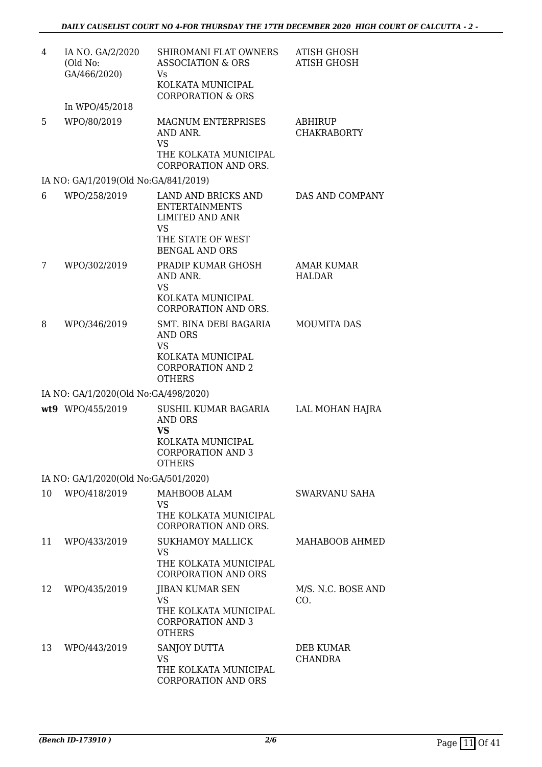| | | | |
|---|---|---|---|
| 4 | IA NO. GA/2/2020 (Old No: GA/466/2020) In WPO/45/2018 | SHIROMANI FLAT OWNERS ASSOCIATION & ORS Vs KOLKATA MUNICIPAL CORPORATION & ORS | ATISH GHOSH ATISH GHOSH |
| 5 | WPO/80/2019 | MAGNUM ENTERPRISES AND ANR. VS THE KOLKATA MUNICIPAL CORPORATION AND ORS. | ABHIRUP CHAKRABORTY |
| | IA NO: GA/1/2019(Old No:GA/841/2019) | | |
| 6 | WPO/258/2019 | LAND AND BRICKS AND ENTERTAINMENTS LIMITED AND ANR VS THE STATE OF WEST BENGAL AND ORS | DAS AND COMPANY |
| 7 | WPO/302/2019 | PRADIP KUMAR GHOSH AND ANR. VS KOLKATA MUNICIPAL CORPORATION AND ORS. | AMAR KUMAR HALDAR |
| 8 | WPO/346/2019 | SMT. BINA DEBI BAGARIA AND ORS VS KOLKATA MUNICIPAL CORPORATION AND 2 OTHERS | MOUMITA DAS |
| | IA NO: GA/1/2020(Old No:GA/498/2020) | | |
| **wt9** | WPO/455/2019 | SUSHIL KUMAR BAGARIA AND ORS **VS** KOLKATA MUNICIPAL CORPORATION AND 3 OTHERS | LAL MOHAN HAJRA |
| | IA NO: GA/1/2020(Old No:GA/501/2020) | | |
| 10 | WPO/418/2019 | MAHBOOB ALAM VS THE KOLKATA MUNICIPAL CORPORATION AND ORS. | SWARVANU SAHA |
| 11 | WPO/433/2019 | SUKHAMOY MALLICK VS THE KOLKATA MUNICIPAL CORPORATION AND ORS | MAHABOOB AHMED |
| 12 | WPO/435/2019 | JIBAN KUMAR SEN VS THE KOLKATA MUNICIPAL CORPORATION AND 3 OTHERS | M/S. N.C. BOSE AND CO. |
| 13 | WPO/443/2019 | SANJOY DUTTA VS THE KOLKATA MUNICIPAL CORPORATION AND ORS | DEB KUMAR CHANDRA |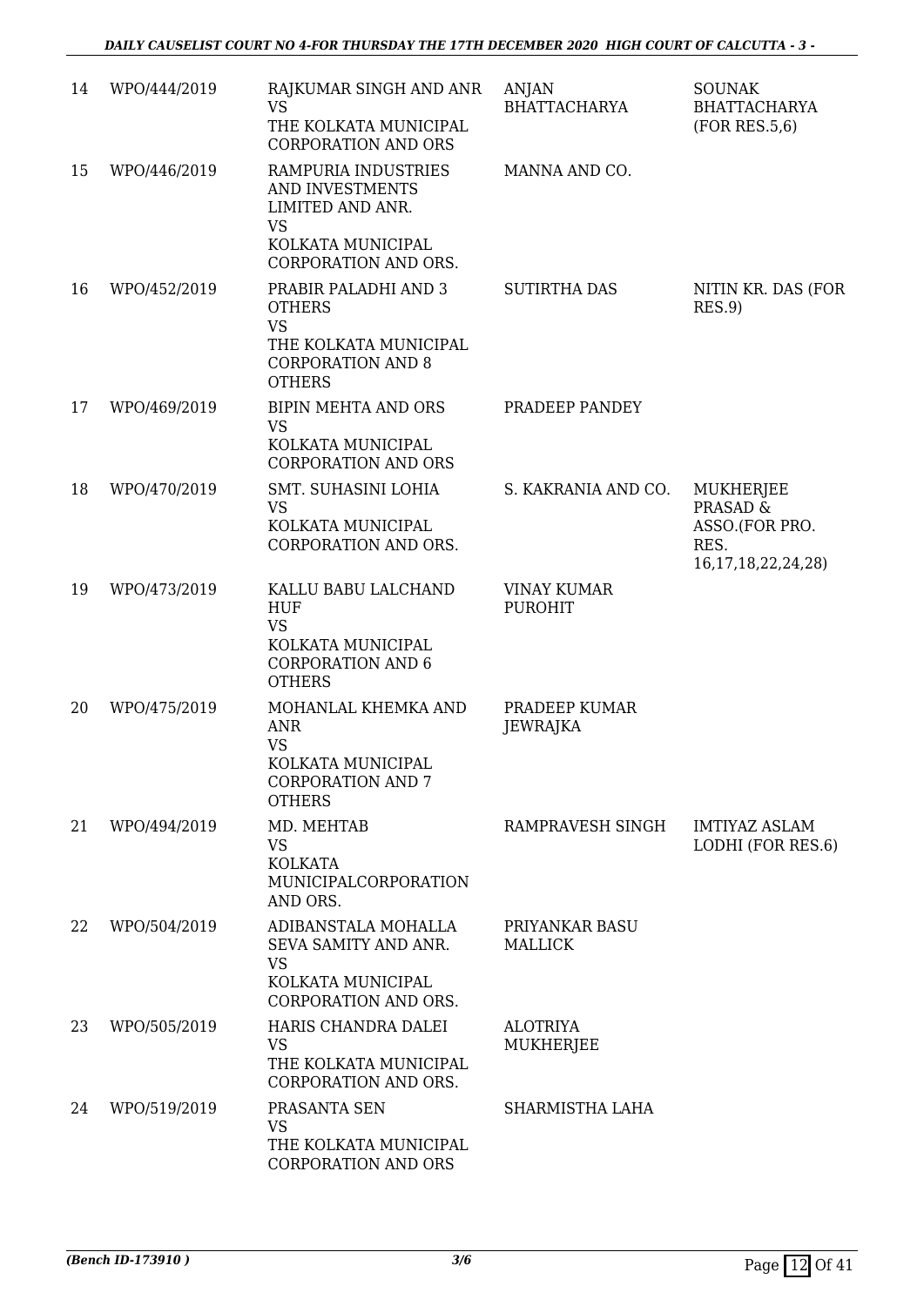| 14 | WPO/444/2019 | RAJKUMAR SINGH AND ANR<br>VS<br>THE KOLKATA MUNICIPAL CORPORATION AND ORS | ANJAN BHATTACHARYA | SOUNAK BHATTACHARYA (FOR RES.5,6) |
|---|---|---|---|---|
| 15 | WPO/446/2019 | RAMPURIA INDUSTRIES AND INVESTMENTS LIMITED AND ANR.<br>VS<br>KOLKATA MUNICIPAL CORPORATION AND ORS. | MANNA AND CO. | |
| 16 | WPO/452/2019 | PRABIR PALADHI AND 3 OTHERS<br>VS<br>THE KOLKATA MUNICIPAL CORPORATION AND 8 OTHERS | SUTIRTHA DAS | NITIN KR. DAS (FOR RES.9) |
| 17 | WPO/469/2019 | BIPIN MEHTA AND ORS<br>VS<br>KOLKATA MUNICIPAL CORPORATION AND ORS | PRADEEP PANDEY | |
| 18 | WPO/470/2019 | SMT. SUHASINI LOHIA<br>VS<br>KOLKATA MUNICIPAL CORPORATION AND ORS. | S. KAKRANIA AND CO. | MUKHERJEE PRASAD & ASSO.(FOR PRO. RES. 16,17,18,22,24,28) |
| 19 | WPO/473/2019 | KALLU BABU LALCHAND HUF<br>VS<br>KOLKATA MUNICIPAL CORPORATION AND 6 OTHERS | VINAY KUMAR PUROHIT | |
| 20 | WPO/475/2019 | MOHANLAL KHEMKA AND ANR<br>VS<br>KOLKATA MUNICIPAL CORPORATION AND 7 OTHERS | PRADEEP KUMAR JEWRAJKA | |
| 21 | WPO/494/2019 | MD. MEHTAB<br>VS<br>KOLKATA MUNICIPALCORPORATION AND ORS. | RAMPRAVESH SINGH | IMTIYAZ ASLAM LODHI (FOR RES.6) |
| 22 | WPO/504/2019 | ADIBANSTALA MOHALLA SEVA SAMITY AND ANR.<br>VS<br>KOLKATA MUNICIPAL CORPORATION AND ORS. | PRIYANKAR BASU MALLICK | |
| 23 | WPO/505/2019 | HARIS CHANDRA DALEI<br>VS<br>THE KOLKATA MUNICIPAL CORPORATION AND ORS. | ALOTRIYA MUKHERJEE | |
| 24 | WPO/519/2019 | PRASANTA SEN<br>VS<br>THE KOLKATA MUNICIPAL CORPORATION AND ORS | SHARMISTHA LAHA | |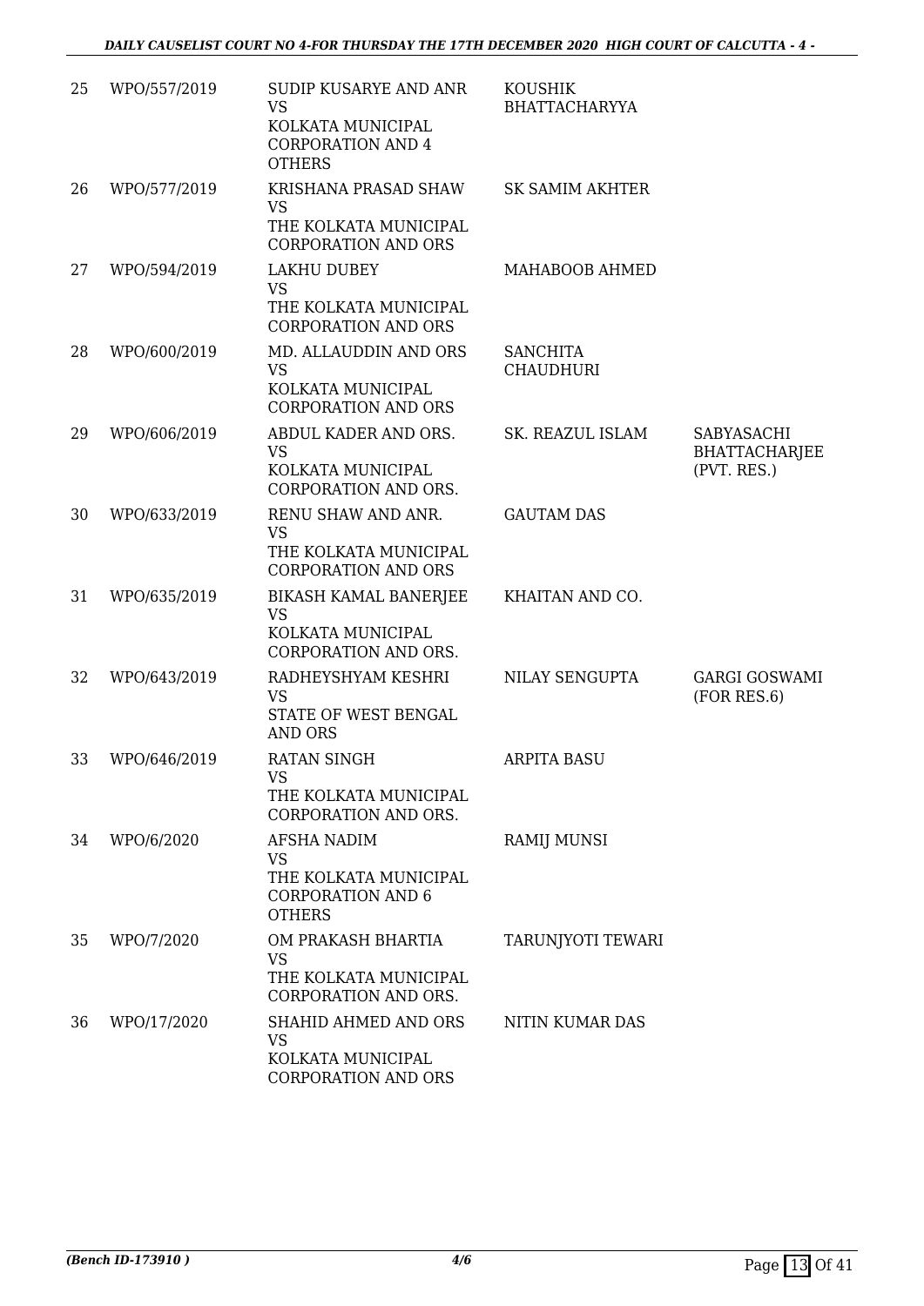| 25 | WPO/557/2019 | SUDIP KUSARYE AND ANR VS KOLKATA MUNICIPAL CORPORATION AND 4 OTHERS | KOUSHIK BHATTACHARYYA | |
|---|---|---|---|---|
| 26 | WPO/577/2019 | KRISHANA PRASAD SHAW VS THE KOLKATA MUNICIPAL CORPORATION AND ORS | SK SAMIM AKHTER | |
| 27 | WPO/594/2019 | LAKHU DUBEY VS THE KOLKATA MUNICIPAL CORPORATION AND ORS | MAHABOOB AHMED | |
| 28 | WPO/600/2019 | MD. ALLAUDDIN AND ORS VS KOLKATA MUNICIPAL CORPORATION AND ORS | SANCHITA CHAUDHURI | |
| 29 | WPO/606/2019 | ABDUL KADER AND ORS. VS KOLKATA MUNICIPAL CORPORATION AND ORS. | SK. REAZUL ISLAM | SABYASACHI BHATTACHARJEE (PVT. RES.) |
| 30 | WPO/633/2019 | RENU SHAW AND ANR. VS THE KOLKATA MUNICIPAL CORPORATION AND ORS | GAUTAM DAS | |
| 31 | WPO/635/2019 | BIKASH KAMAL BANERJEE VS KOLKATA MUNICIPAL CORPORATION AND ORS. | KHAITAN AND CO. | |
| 32 | WPO/643/2019 | RADHEYSHYAM KESHRI VS STATE OF WEST BENGAL AND ORS | NILAY SENGUPTA | GARGI GOSWAMI (FOR RES.6) |
| 33 | WPO/646/2019 | RATAN SINGH VS THE KOLKATA MUNICIPAL CORPORATION AND ORS. | ARPITA BASU | |
| 34 | WPO/6/2020 | AFSHA NADIM VS THE KOLKATA MUNICIPAL CORPORATION AND 6 OTHERS | RAMIJ MUNSI | |
| 35 | WPO/7/2020 | OM PRAKASH BHARTIA VS THE KOLKATA MUNICIPAL CORPORATION AND ORS. | TARUNJYOTI TEWARI | |
| 36 | WPO/17/2020 | SHAHID AHMED AND ORS VS KOLKATA MUNICIPAL CORPORATION AND ORS | NITIN KUMAR DAS | |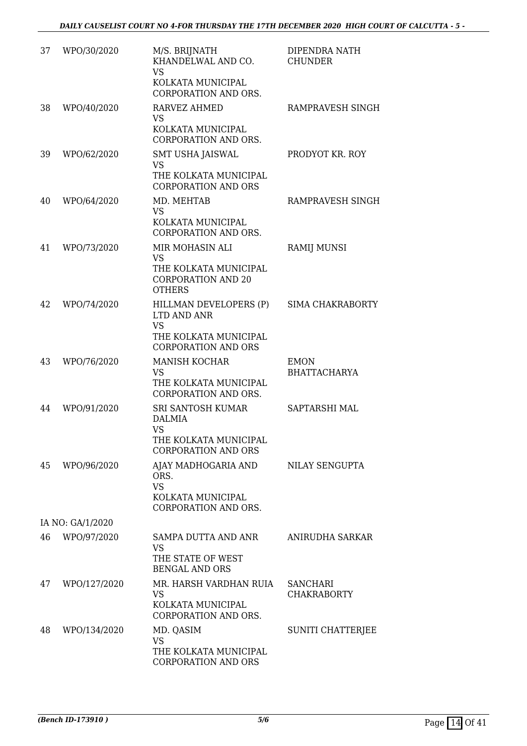| 37 | WPO/30/2020 | M/S. BRIJNATH KHANDELWAL AND CO. VS KOLKATA MUNICIPAL CORPORATION AND ORS. | DIPENDRA NATH CHUNDER |
|---|---|---|---|
| 38 | WPO/40/2020 | RARVEZ AHMED VS KOLKATA MUNICIPAL CORPORATION AND ORS. | RAMPRAVESH SINGH |
| 39 | WPO/62/2020 | SMT USHA JAISWAL VS THE KOLKATA MUNICIPAL CORPORATION AND ORS | PRODYOT KR. ROY |
| 40 | WPO/64/2020 | MD. MEHTAB VS KOLKATA MUNICIPAL CORPORATION AND ORS. | RAMPRAVESH SINGH |
| 41 | WPO/73/2020 | MIR MOHASIN ALI VS THE KOLKATA MUNICIPAL CORPORATION AND 20 OTHERS | RAMIJ MUNSI |
| 42 | WPO/74/2020 | HILLMAN DEVELOPERS (P) LTD AND ANR VS THE KOLKATA MUNICIPAL CORPORATION AND ORS | SIMA CHAKRABORTY |
| 43 | WPO/76/2020 | MANISH KOCHAR VS THE KOLKATA MUNICIPAL CORPORATION AND ORS. | EMON BHATTACHARYA |
| 44 | WPO/91/2020 | SRI SANTOSH KUMAR DALMIA VS THE KOLKATA MUNICIPAL CORPORATION AND ORS | SAPTARSHI MAL |
| 45 | WPO/96/2020 | AJAY MADHOGARIA AND ORS. VS KOLKATA MUNICIPAL CORPORATION AND ORS. | NILAY SENGUPTA |
| | IA NO: GA/1/2020 | | |
| 46 | WPO/97/2020 | SAMPA DUTTA AND ANR VS THE STATE OF WEST BENGAL AND ORS | ANIRUDHA SARKAR |
| 47 | WPO/127/2020 | MR. HARSH VARDHAN RUIA VS KOLKATA MUNICIPAL CORPORATION AND ORS. | SANCHARI CHAKRABORTY |
| 48 | WPO/134/2020 | MD. QASIM VS THE KOLKATA MUNICIPAL CORPORATION AND ORS | SUNITI CHATTERJEE |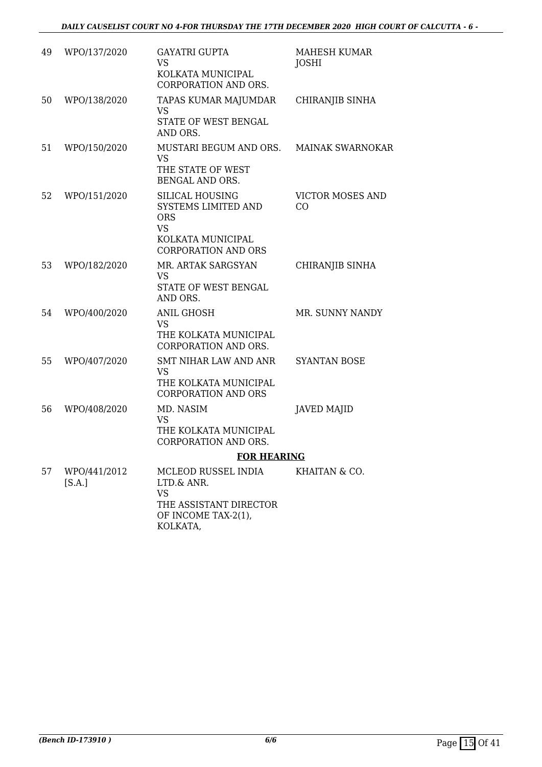| 49 | WPO/137/2020 | GAYATRI GUPTA<br>VS<br>KOLKATA MUNICIPAL CORPORATION AND ORS. | MAHESH KUMAR JOSHI |
|---|---|---|---|
| 50 | WPO/138/2020 | TAPAS KUMAR MAJUMDAR<br>VS<br>STATE OF WEST BENGAL AND ORS. | CHIRANJIB SINHA |
| 51 | WPO/150/2020 | MUSTARI BEGUM AND ORS.<br>VS<br>THE STATE OF WEST BENGAL AND ORS. | MAINAK SWARNOKAR |
| 52 | WPO/151/2020 | SILICAL HOUSING SYSTEMS LIMITED AND ORS<br>VS<br>KOLKATA MUNICIPAL CORPORATION AND ORS | VICTOR MOSES AND CO |
| 53 | WPO/182/2020 | MR. ARTAK SARGSYAN<br>VS<br>STATE OF WEST BENGAL AND ORS. | CHIRANJIB SINHA |
| 54 | WPO/400/2020 | ANIL GHOSH<br>VS<br>THE KOLKATA MUNICIPAL CORPORATION AND ORS. | MR. SUNNY NANDY |
| 55 | WPO/407/2020 | SMT NIHAR LAW AND ANR<br>VS<br>THE KOLKATA MUNICIPAL CORPORATION AND ORS | SYANTAN BOSE |
| 56 | WPO/408/2020 | MD. NASIM<br>VS<br>THE KOLKATA MUNICIPAL CORPORATION AND ORS. | JAVED MAJID |

**FOR HEARING**

| 57 | WPO/441/2012 [S.A.] | MCLEOD RUSSEL INDIA LTD.& ANR.<br>VS<br>THE ASSISTANT DIRECTOR OF INCOME TAX-2(1), KOLKATA, | KHAITAN & CO. |
|---|---|---|---|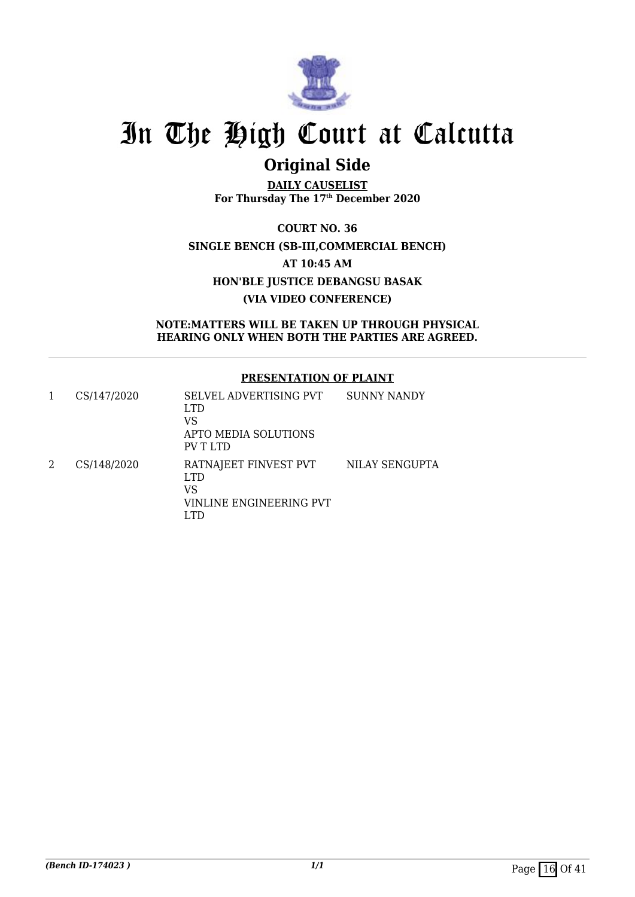# In The High Court at Calcutta

## Original Side

**DAILY CAUSELIST**
**For Thursday The 17th December 2020**

**COURT NO. 36**
**SINGLE BENCH (SB-III,COMMERCIAL BENCH)**
**AT 10:45 AM**
**HON'BLE JUSTICE DEBANGSU BASAK**
**(VIA VIDEO CONFERENCE)**

**NOTE:MATTERS WILL BE TAKEN UP THROUGH PHYSICAL HEARING ONLY WHEN BOTH THE PARTIES ARE AGREED.**

**PRESENTATION OF PLAINT**

| | | | |
|---|---|---|---|
| 1 | CS/147/2020 | SELVEL ADVERTISING PVT LTD<br>VS<br>APTO MEDIA SOLUTIONS PV T LTD | SUNNY NANDY |
| 2 | CS/148/2020 | RATNAJEET FINVEST PVT LTD<br>VS<br>VINLINE ENGINEERING PVT LTD | NILAY SENGUPTA |

*(Bench ID-174023 )*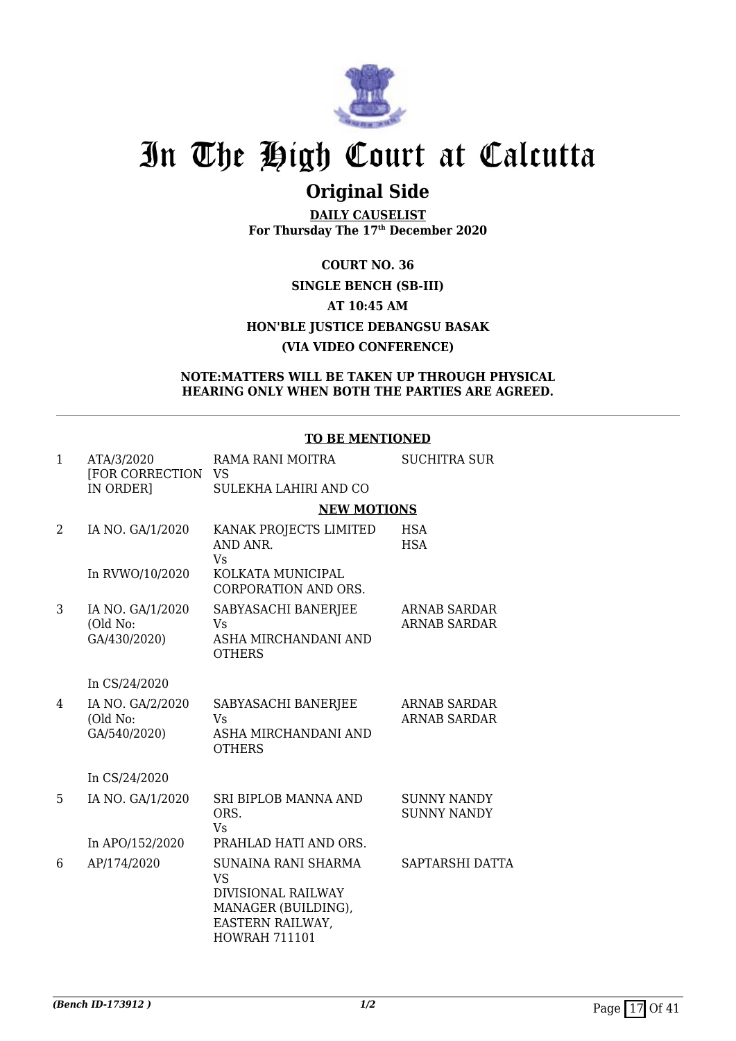# In The High Court at Calcutta

## Original Side

**DAILY CAUSELIST**
**For Thursday The 17th December 2020**

**COURT NO. 36**
**SINGLE BENCH (SB-III)**
**AT 10:45 AM**
**HON'BLE JUSTICE DEBANGSU BASAK**
**(VIA VIDEO CONFERENCE)**

**NOTE:MATTERS WILL BE TAKEN UP THROUGH PHYSICAL HEARING ONLY WHEN BOTH THE PARTIES ARE AGREED.**

**TO BE MENTIONED**

| | | | |
|---|---|---|---|
| 1 | ATA/3/2020 [FOR CORRECTION IN ORDER] | RAMA RANI MOITRA VS SULEKHA LAHIRI AND CO | SUCHITRA SUR |

**NEW MOTIONS**

| | | | |
|---|---|---|---|
| 2 | IA NO. GA/1/2020<br><br>In RVWO/10/2020 | KANAK PROJECTS LIMITED AND ANR.<br>Vs<br>KOLKATA MUNICIPAL CORPORATION AND ORS. | HSA<br>HSA |
| 3 | IA NO. GA/1/2020 (Old No: GA/430/2020)<br><br>In CS/24/2020 | SABYASACHI BANERJEE<br>Vs<br>ASHA MIRCHANDANI AND OTHERS | ARNAB SARDAR<br>ARNAB SARDAR |
| 4 | IA NO. GA/2/2020 (Old No: GA/540/2020)<br><br>In CS/24/2020 | SABYASACHI BANERJEE<br>Vs<br>ASHA MIRCHANDANI AND OTHERS | ARNAB SARDAR<br>ARNAB SARDAR |
| 5 | IA NO. GA/1/2020<br><br>In APO/152/2020 | SRI BIPLOB MANNA AND ORS.<br>Vs<br>PRAHLAD HATI AND ORS. | SUNNY NANDY<br>SUNNY NANDY |
| 6 | AP/174/2020 | SUNAINA RANI SHARMA<br>VS<br>DIVISIONAL RAILWAY MANAGER (BUILDING), EASTERN RAILWAY, HOWRAH 711101 | SAPTARSHI DATTA |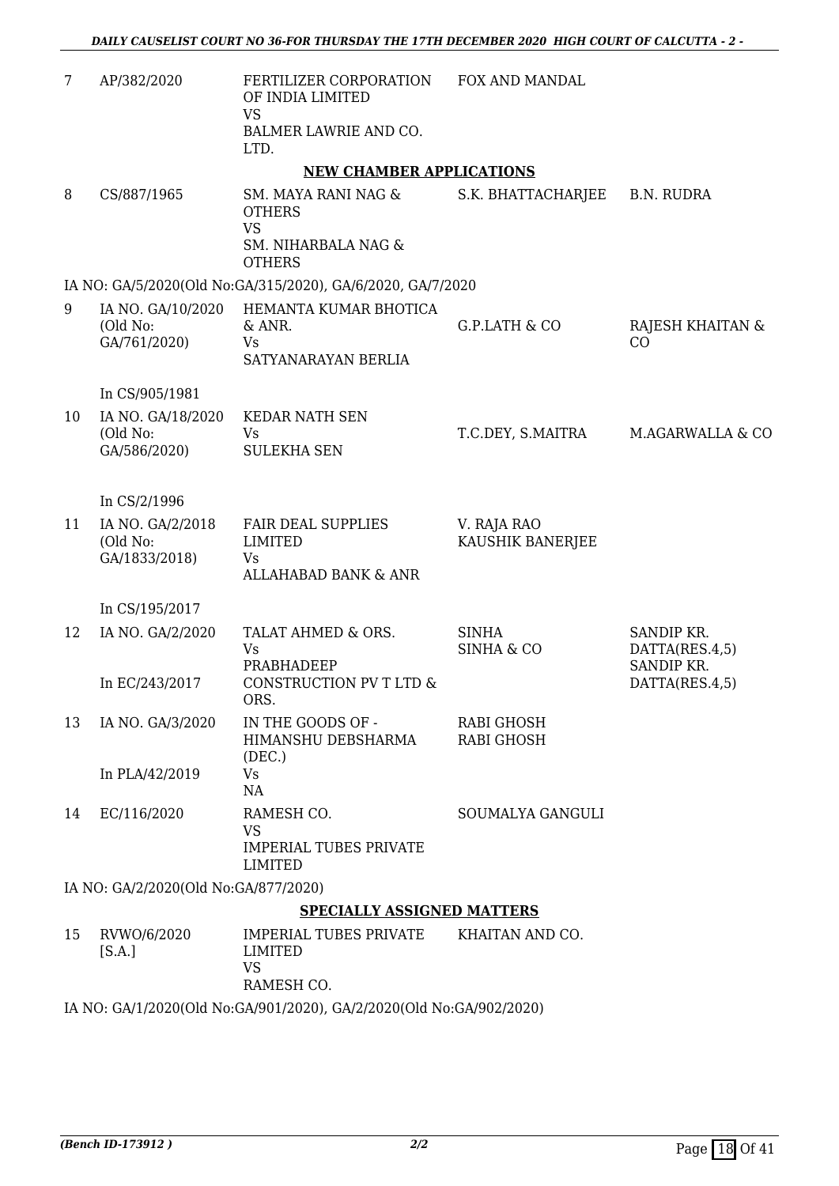| 7 | AP/382/2020 | FERTILIZER CORPORATION OF INDIA LIMITED VS BALMER LAWRIE AND CO. LTD. | FOX AND MANDAL | |
|---|---|---|---|---|

**NEW CHAMBER APPLICATIONS**

| 8 | CS/887/1965 | SM. MAYA RANI NAG & OTHERS VS SM. NIHARBALA NAG & OTHERS | S.K. BHATTACHARJEE | B.N. RUDRA |
|---|---|---|---|---|

IA NO: GA/5/2020(Old No:GA/315/2020), GA/6/2020, GA/7/2020

| 9 | IA NO. GA/10/2020 (Old No: GA/761/2020) In CS/905/1981 | HEMANTA KUMAR BHOTICA & ANR. Vs SATYANARAYAN BERLIA | G.P.LATH & CO | RAJESH KHAITAN & CO |
|---|---|---|---|---|
| 10 | IA NO. GA/18/2020 (Old No: GA/586/2020) In CS/2/1996 | KEDAR NATH SEN Vs SULEKHA SEN | T.C.DEY, S.MAITRA | M.AGARWALLA & CO |
| 11 | IA NO. GA/2/2018 (Old No: GA/1833/2018) In CS/195/2017 | FAIR DEAL SUPPLIES LIMITED Vs ALLAHABAD BANK & ANR | V. RAJA RAO KAUSHIK BANERJEE | |
| 12 | IA NO. GA/2/2020 In EC/243/2017 | TALAT AHMED & ORS. Vs PRABHADEEP CONSTRUCTION PV T LTD & ORS. | SINHA SINHA & CO | SANDIP KR. DATTA(RES.4,5) SANDIP KR. DATTA(RES.4,5) |
| 13 | IA NO. GA/3/2020 In PLA/42/2019 | IN THE GOODS OF - HIMANSHU DEBSHARMA (DEC.) Vs NA | RABI GHOSH RABI GHOSH | |
| 14 | EC/116/2020 | RAMESH CO. VS IMPERIAL TUBES PRIVATE LIMITED | SOUMALYA GANGULI | |

IA NO: GA/2/2020(Old No:GA/877/2020)

**SPECIALLY ASSIGNED MATTERS**

| 15 | RVWO/6/2020 [S.A.] | IMPERIAL TUBES PRIVATE LIMITED VS RAMESH CO. | KHAITAN AND CO. | |
|---|---|---|---|---|

IA NO: GA/1/2020(Old No:GA/901/2020), GA/2/2020(Old No:GA/902/2020)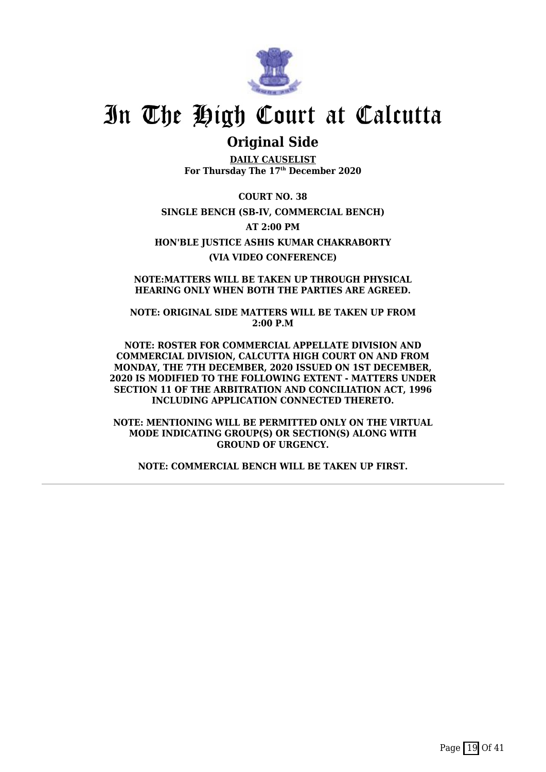# In The High Court at Calcutta

## Original Side

**DAILY CAUSELIST**
**For Thursday The 17th December 2020**

**COURT NO. 38**

**SINGLE BENCH (SB-IV, COMMERCIAL BENCH)**

**AT 2:00 PM**

**HON'BLE JUSTICE ASHIS KUMAR CHAKRABORTY**

**(VIA VIDEO CONFERENCE)**

**NOTE:MATTERS WILL BE TAKEN UP THROUGH PHYSICAL HEARING ONLY WHEN BOTH THE PARTIES ARE AGREED.**

**NOTE: ORIGINAL SIDE MATTERS WILL BE TAKEN UP FROM 2:00 P.M**

**NOTE: ROSTER FOR COMMERCIAL APPELLATE DIVISION AND COMMERCIAL DIVISION, CALCUTTA HIGH COURT ON AND FROM MONDAY, THE 7TH DECEMBER, 2020 ISSUED ON 1ST DECEMBER, 2020 IS MODIFIED TO THE FOLLOWING EXTENT - MATTERS UNDER SECTION 11 OF THE ARBITRATION AND CONCILIATION ACT, 1996 INCLUDING APPLICATION CONNECTED THERETO.**

**NOTE: MENTIONING WILL BE PERMITTED ONLY ON THE VIRTUAL MODE INDICATING GROUP(S) OR SECTION(S) ALONG WITH GROUND OF URGENCY.**

**NOTE: COMMERCIAL BENCH WILL BE TAKEN UP FIRST.**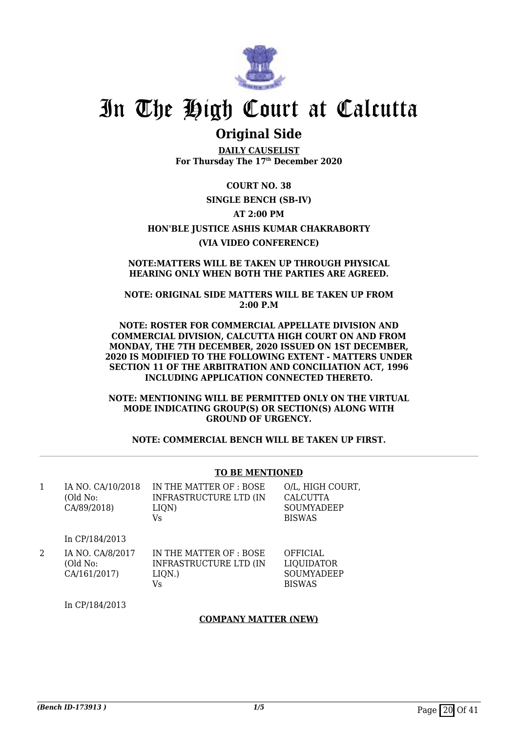# In The High Court at Calcutta

## Original Side

**DAILY CAUSELIST**
**For Thursday The 17th December 2020**

**COURT NO. 38**

**SINGLE BENCH (SB-IV)**

**AT 2:00 PM**

**HON'BLE JUSTICE ASHIS KUMAR CHAKRABORTY**

**(VIA VIDEO CONFERENCE)**

**NOTE:MATTERS WILL BE TAKEN UP THROUGH PHYSICAL HEARING ONLY WHEN BOTH THE PARTIES ARE AGREED.**

**NOTE: ORIGINAL SIDE MATTERS WILL BE TAKEN UP FROM 2:00 P.M**

**NOTE: ROSTER FOR COMMERCIAL APPELLATE DIVISION AND COMMERCIAL DIVISION, CALCUTTA HIGH COURT ON AND FROM MONDAY, THE 7TH DECEMBER, 2020 ISSUED ON 1ST DECEMBER, 2020 IS MODIFIED TO THE FOLLOWING EXTENT - MATTERS UNDER SECTION 11 OF THE ARBITRATION AND CONCILIATION ACT, 1996 INCLUDING APPLICATION CONNECTED THERETO.**

**NOTE: MENTIONING WILL BE PERMITTED ONLY ON THE VIRTUAL MODE INDICATING GROUP(S) OR SECTION(S) ALONG WITH GROUND OF URGENCY.**

**NOTE: COMMERCIAL BENCH WILL BE TAKEN UP FIRST.**

**TO BE MENTIONED**

| | | | |
|---|---|---|---|
| 1 | IA NO. CA/10/2018 (Old No: CA/89/2018)<br><br>In CP/184/2013 | IN THE MATTER OF : BOSE INFRASTRUCTURE LTD (IN LIQN)<br>Vs | O/L, HIGH COURT, CALCUTTA<br>SOUMYADEEP BISWAS |
| 2 | IA NO. CA/8/2017 (Old No: CA/161/2017)<br><br>In CP/184/2013 | IN THE MATTER OF : BOSE INFRASTRUCTURE LTD (IN LIQN.)<br>Vs | OFFICIAL LIQUIDATOR<br>SOUMYADEEP BISWAS |

**COMPANY MATTER (NEW)**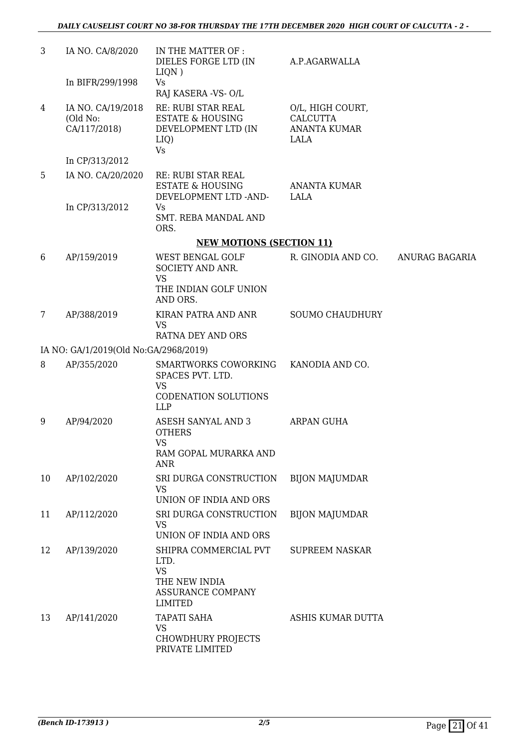| 3 | IA NO. CA/8/2020<br><br>In BIFR/299/1998 | IN THE MATTER OF :<br>DIELES FORGE LTD (IN LIQN )<br>Vs<br>RAJ KASERA -VS- O/L | A.P.AGARWALLA | |
|---|---|---|---|---|
| 4 | IA NO. CA/19/2018<br>(Old No:<br>CA/117/2018)<br><br>In CP/313/2012 | RE: RUBI STAR REAL ESTATE & HOUSING DEVELOPMENT LTD (IN LIQ)<br>Vs | O/L, HIGH COURT, CALCUTTA<br>ANANTA KUMAR LALA | |
| 5 | IA NO. CA/20/2020<br><br>In CP/313/2012 | RE: RUBI STAR REAL ESTATE & HOUSING DEVELOPMENT LTD -AND-<br>Vs<br>SMT. REBA MANDAL AND ORS. | ANANTA KUMAR LALA | |

**NEW MOTIONS (SECTION 11)**

| 6 | AP/159/2019 | WEST BENGAL GOLF SOCIETY AND ANR.<br>VS<br>THE INDIAN GOLF UNION AND ORS. | R. GINODIA AND CO. | ANURAG BAGARIA |
|---|---|---|---|---|
| 7 | AP/388/2019 | KIRAN PATRA AND ANR<br>VS<br>RATNA DEY AND ORS | SOUMO CHAUDHURY | |

IA NO: GA/1/2019(Old No:GA/2968/2019)

| 8 | AP/355/2020 | SMARTWORKS COWORKING SPACES PVT. LTD.<br>VS<br>CODENATION SOLUTIONS LLP | KANODIA AND CO. |
|---|---|---|---|
| 9 | AP/94/2020 | ASESH SANYAL AND 3 OTHERS<br>VS<br>RAM GOPAL MURARKA AND ANR | ARPAN GUHA |
| 10 | AP/102/2020 | SRI DURGA CONSTRUCTION<br>VS<br>UNION OF INDIA AND ORS | BIJON MAJUMDAR |
| 11 | AP/112/2020 | SRI DURGA CONSTRUCTION<br>VS<br>UNION OF INDIA AND ORS | BIJON MAJUMDAR |
| 12 | AP/139/2020 | SHIPRA COMMERCIAL PVT LTD.<br>VS<br>THE NEW INDIA ASSURANCE COMPANY LIMITED | SUPREEM NASKAR |
| 13 | AP/141/2020 | TAPATI SAHA<br>VS<br>CHOWDHURY PROJECTS PRIVATE LIMITED | ASHIS KUMAR DUTTA |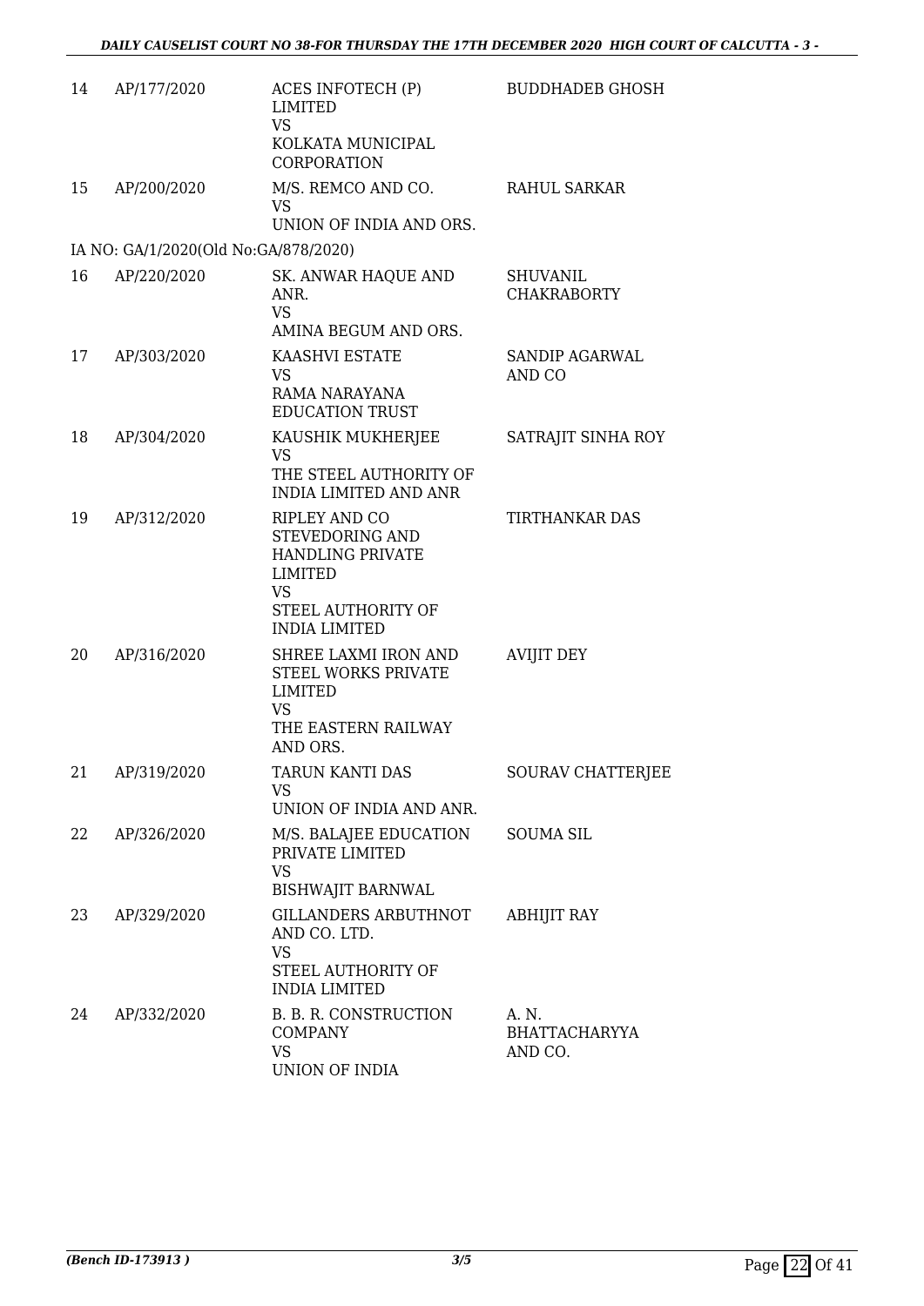| | | | |
|---|---|---|---|
| 14 | AP/177/2020 | ACES INFOTECH (P) LIMITED<br>VS<br>KOLKATA MUNICIPAL CORPORATION | BUDDHADEB GHOSH |
| 15 | AP/200/2020 | M/S. REMCO AND CO.<br>VS<br>UNION OF INDIA AND ORS. | RAHUL SARKAR |
| IA NO: GA/1/2020(Old No:GA/878/2020) | | | |
| 16 | AP/220/2020 | SK. ANWAR HAQUE AND ANR.<br>VS<br>AMINA BEGUM AND ORS. | SHUVANIL CHAKRABORTY |
| 17 | AP/303/2020 | KAASHVI ESTATE<br>VS<br>RAMA NARAYANA EDUCATION TRUST | SANDIP AGARWAL AND CO |
| 18 | AP/304/2020 | KAUSHIK MUKHERJEE<br>VS<br>THE STEEL AUTHORITY OF INDIA LIMITED AND ANR | SATRAJIT SINHA ROY |
| 19 | AP/312/2020 | RIPLEY AND CO STEVEDORING AND HANDLING PRIVATE LIMITED<br>VS<br>STEEL AUTHORITY OF INDIA LIMITED | TIRTHANKAR DAS |
| 20 | AP/316/2020 | SHREE LAXMI IRON AND STEEL WORKS PRIVATE LIMITED<br>VS<br>THE EASTERN RAILWAY AND ORS. | AVIJIT DEY |
| 21 | AP/319/2020 | TARUN KANTI DAS<br>VS<br>UNION OF INDIA AND ANR. | SOURAV CHATTERJEE |
| 22 | AP/326/2020 | M/S. BALAJEE EDUCATION PRIVATE LIMITED<br>VS<br>BISHWAJIT BARNWAL | SOUMA SIL |
| 23 | AP/329/2020 | GILLANDERS ARBUTHNOT AND CO. LTD.<br>VS<br>STEEL AUTHORITY OF INDIA LIMITED | ABHIJIT RAY |
| 24 | AP/332/2020 | B. B. R. CONSTRUCTION COMPANY<br>VS<br>UNION OF INDIA | A. N. BHATTACHARYYA AND CO. |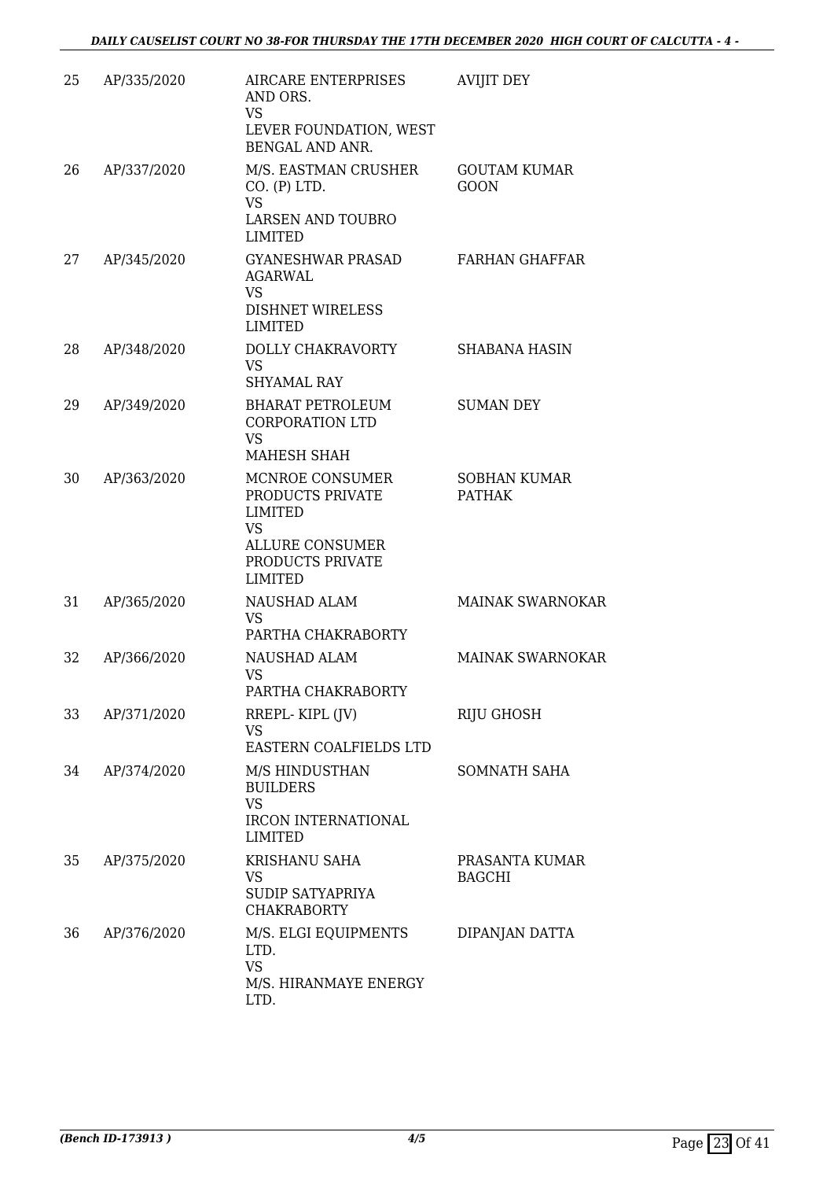| | | | |
|---|---|---|---|
| 25 | AP/335/2020 | AIRCARE ENTERPRISES AND ORS.<br>VS<br>LEVER FOUNDATION, WEST BENGAL AND ANR. | AVIJIT DEY |
| 26 | AP/337/2020 | M/S. EASTMAN CRUSHER CO. (P) LTD.<br>VS<br>LARSEN AND TOUBRO LIMITED | GOUTAM KUMAR GOON |
| 27 | AP/345/2020 | GYANESHWAR PRASAD AGARWAL<br>VS<br>DISHNET WIRELESS LIMITED | FARHAN GHAFFAR |
| 28 | AP/348/2020 | DOLLY CHAKRAVORTY<br>VS<br>SHYAMAL RAY | SHABANA HASIN |
| 29 | AP/349/2020 | BHARAT PETROLEUM CORPORATION LTD<br>VS<br>MAHESH SHAH | SUMAN DEY |
| 30 | AP/363/2020 | MCNROE CONSUMER PRODUCTS PRIVATE LIMITED<br>VS<br>ALLURE CONSUMER PRODUCTS PRIVATE LIMITED | SOBHAN KUMAR PATHAK |
| 31 | AP/365/2020 | NAUSHAD ALAM<br>VS<br>PARTHA CHAKRABORTY | MAINAK SWARNOKAR |
| 32 | AP/366/2020 | NAUSHAD ALAM<br>VS<br>PARTHA CHAKRABORTY | MAINAK SWARNOKAR |
| 33 | AP/371/2020 | RREPL- KIPL (JV)<br>VS<br>EASTERN COALFIELDS LTD | RIJU GHOSH |
| 34 | AP/374/2020 | M/S HINDUSTHAN BUILDERS<br>VS<br>IRCON INTERNATIONAL LIMITED | SOMNATH SAHA |
| 35 | AP/375/2020 | KRISHANU SAHA<br>VS<br>SUDIP SATYAPRIYA CHAKRABORTY | PRASANTA KUMAR BAGCHI |
| 36 | AP/376/2020 | M/S. ELGI EQUIPMENTS LTD.<br>VS<br>M/S. HIRANMAYE ENERGY LTD. | DIPANJAN DATTA |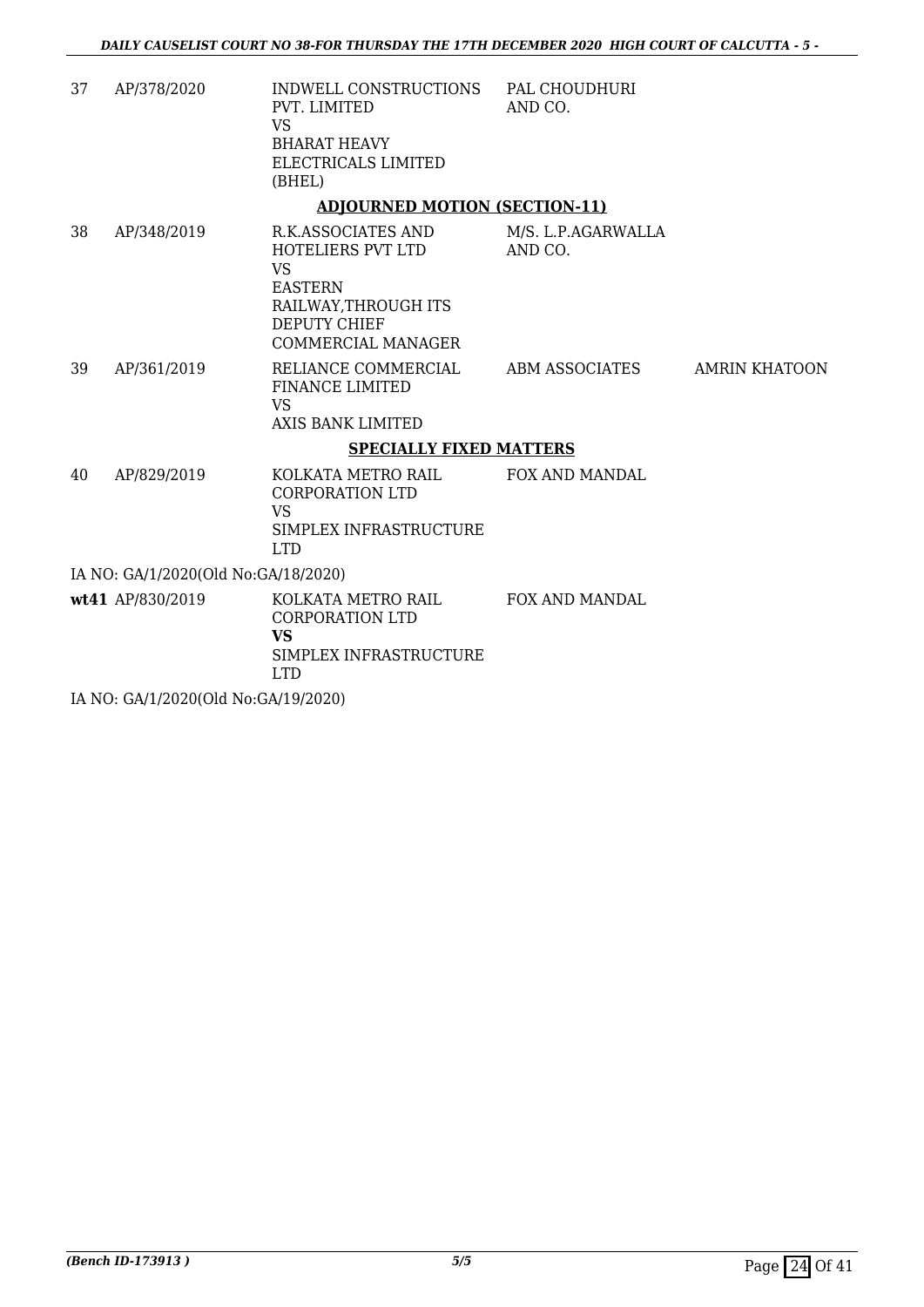| | | | | |
|---|---|---|---|---|
| 37 | AP/378/2020 | INDWELL CONSTRUCTIONS PVT. LIMITED VS BHARAT HEAVY ELECTRICALS LIMITED (BHEL) | PAL CHOUDHURI AND CO. | |

**ADJOURNED MOTION (SECTION-11)**

| | | | | |
|---|---|---|---|---|
| 38 | AP/348/2019 | R.K.ASSOCIATES AND HOTELIERS PVT LTD VS EASTERN RAILWAY,THROUGH ITS DEPUTY CHIEF COMMERCIAL MANAGER | M/S. L.P.AGARWALLA AND CO. | |
| 39 | AP/361/2019 | RELIANCE COMMERCIAL FINANCE LIMITED VS AXIS BANK LIMITED | ABM ASSOCIATES | AMRIN KHATOON |

**SPECIALLY FIXED MATTERS**

| | | | | |
|---|---|---|---|---|
| 40 | AP/829/2019 | KOLKATA METRO RAIL CORPORATION LTD VS SIMPLEX INFRASTRUCTURE LTD | FOX AND MANDAL | |

IA NO: GA/1/2020(Old No:GA/18/2020)

| | | | | |
|---|---|---|---|---|
| **wt41** | AP/830/2019 | KOLKATA METRO RAIL CORPORATION LTD **VS** SIMPLEX INFRASTRUCTURE LTD | FOX AND MANDAL | |

IA NO: GA/1/2020(Old No:GA/19/2020)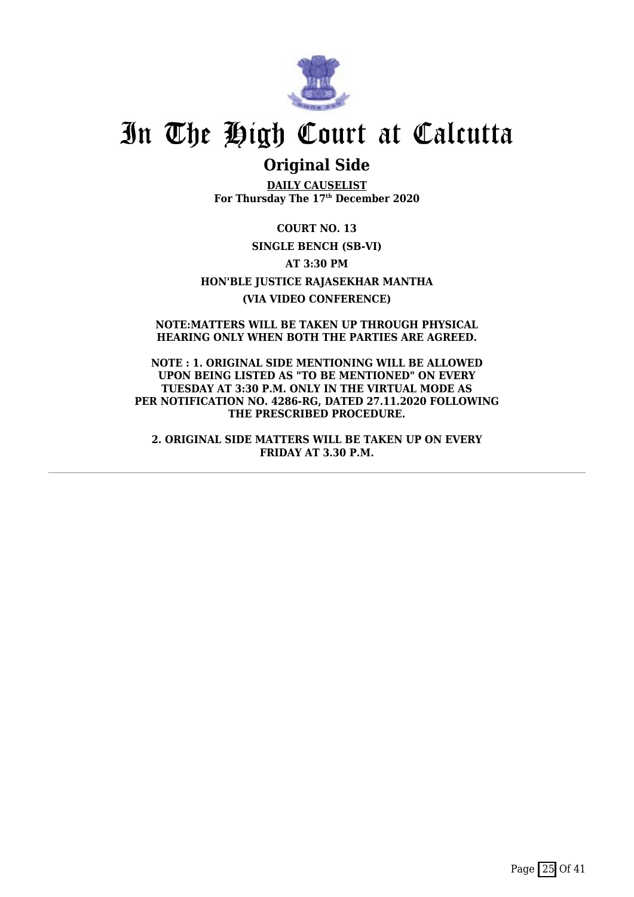# In The High Court at Calcutta

## Original Side

**DAILY CAUSELIST**
**For Thursday The 17th December 2020**

**COURT NO. 13**

**SINGLE BENCH (SB-VI)**

**AT 3:30 PM**

**HON'BLE JUSTICE RAJASEKHAR MANTHA**

**(VIA VIDEO CONFERENCE)**

**NOTE:MATTERS WILL BE TAKEN UP THROUGH PHYSICAL HEARING ONLY WHEN BOTH THE PARTIES ARE AGREED.**

**NOTE : 1. ORIGINAL SIDE MENTIONING WILL BE ALLOWED UPON BEING LISTED AS "TO BE MENTIONED" ON EVERY TUESDAY AT 3:30 P.M. ONLY IN THE VIRTUAL MODE AS PER NOTIFICATION NO. 4286-RG, DATED 27.11.2020 FOLLOWING THE PRESCRIBED PROCEDURE.**

**2. ORIGINAL SIDE MATTERS WILL BE TAKEN UP ON EVERY FRIDAY AT 3.30 P.M.**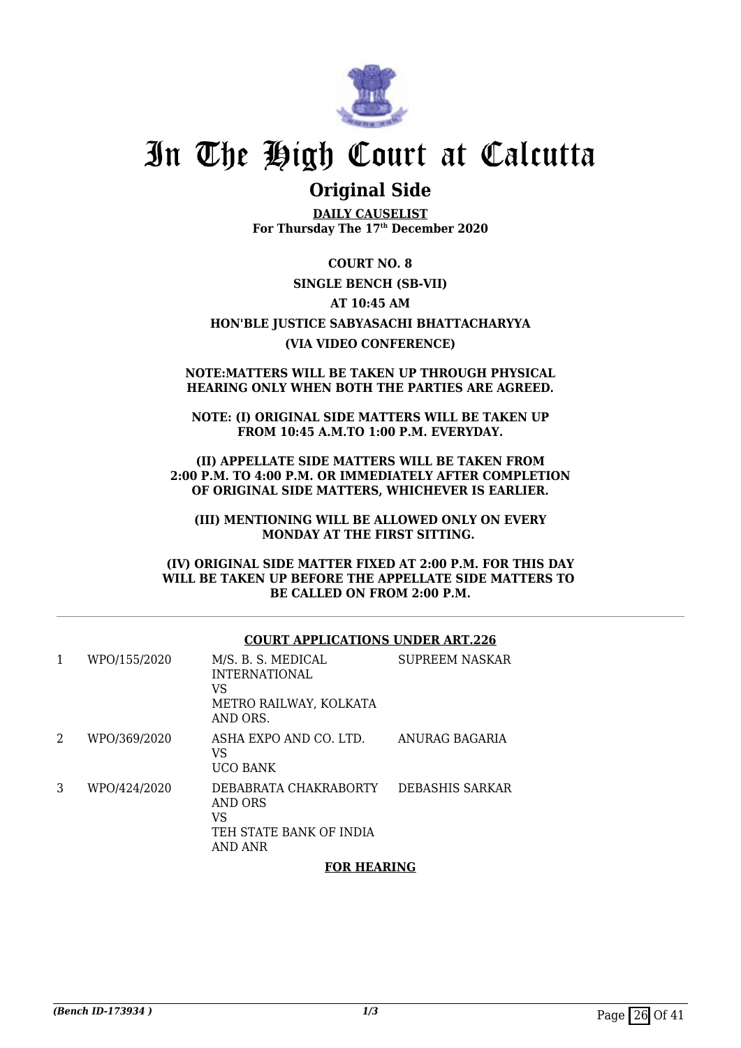# In The High Court at Calcutta

## Original Side

**DAILY CAUSELIST**
**For Thursday The 17th December 2020**

**COURT NO. 8**

**SINGLE BENCH (SB-VII)**

**AT 10:45 AM**

**HON'BLE JUSTICE SABYASACHI BHATTACHARYYA**

**(VIA VIDEO CONFERENCE)**

**NOTE:MATTERS WILL BE TAKEN UP THROUGH PHYSICAL HEARING ONLY WHEN BOTH THE PARTIES ARE AGREED.**

**NOTE: (I) ORIGINAL SIDE MATTERS WILL BE TAKEN UP FROM 10:45 A.M.TO 1:00 P.M. EVERYDAY.**

**(II) APPELLATE SIDE MATTERS WILL BE TAKEN FROM 2:00 P.M. TO 4:00 P.M. OR IMMEDIATELY AFTER COMPLETION OF ORIGINAL SIDE MATTERS, WHICHEVER IS EARLIER.**

**(III) MENTIONING WILL BE ALLOWED ONLY ON EVERY MONDAY AT THE FIRST SITTING.**

**(IV) ORIGINAL SIDE MATTER FIXED AT 2:00 P.M. FOR THIS DAY WILL BE TAKEN UP BEFORE THE APPELLATE SIDE MATTERS TO BE CALLED ON FROM 2:00 P.M.**

**COURT APPLICATIONS UNDER ART.226**

| | | | |
|---|---|---|---|
| 1 | WPO/155/2020 | M/S. B. S. MEDICAL INTERNATIONAL VS METRO RAILWAY, KOLKATA AND ORS. | SUPREEM NASKAR |
| 2 | WPO/369/2020 | ASHA EXPO AND CO. LTD. VS UCO BANK | ANURAG BAGARIA |
| 3 | WPO/424/2020 | DEBABRATA CHAKRABORTY AND ORS VS TEH STATE BANK OF INDIA AND ANR | DEBASHIS SARKAR |

**FOR HEARING**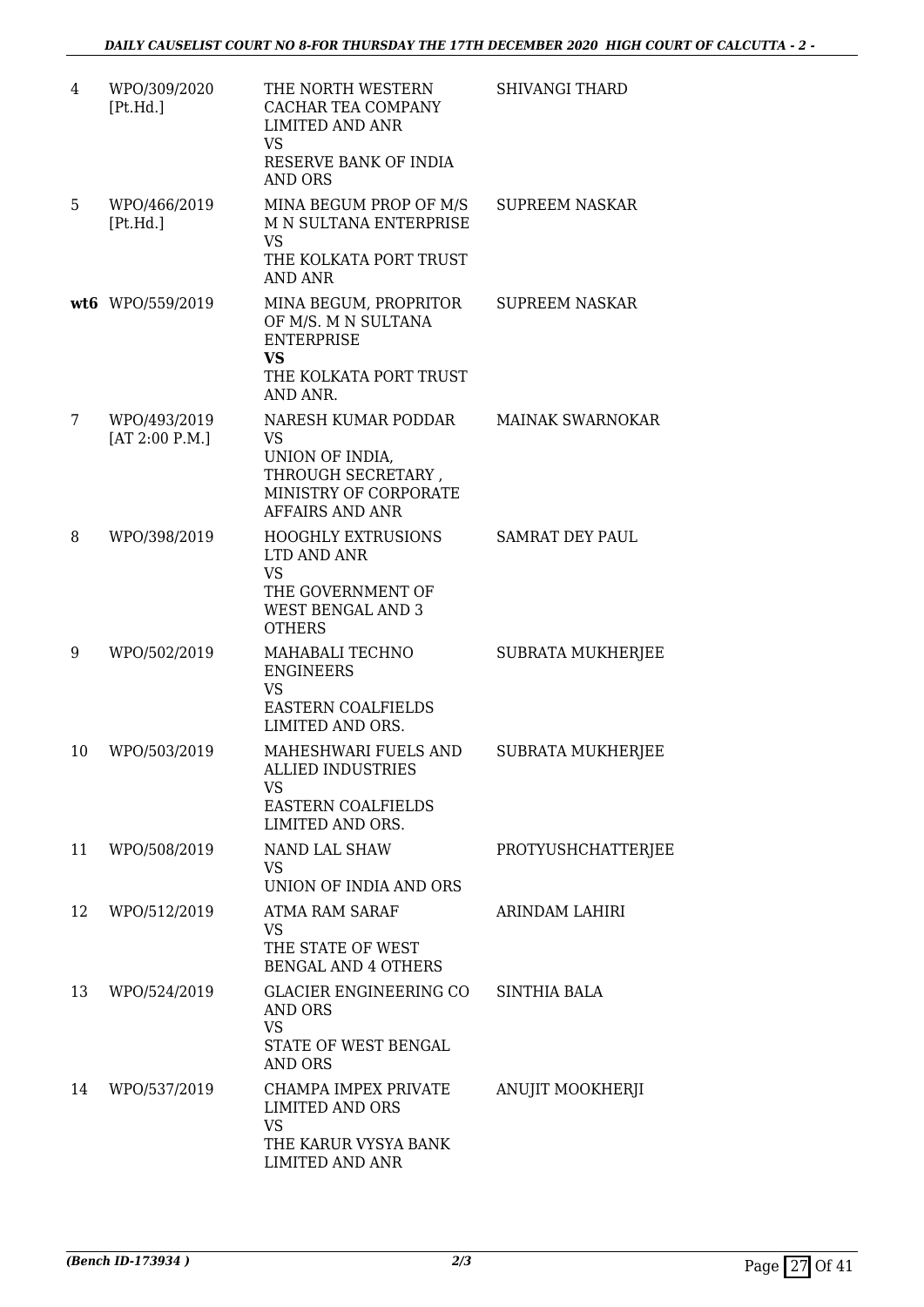| | | | |
|---|---|---|---|
| 4 | WPO/309/2020 [Pt.Hd.] | THE NORTH WESTERN CACHAR TEA COMPANY LIMITED AND ANR<br>VS<br>RESERVE BANK OF INDIA AND ORS | SHIVANGI THARD |
| 5 | WPO/466/2019 [Pt.Hd.] | MINA BEGUM PROP OF M/S M N SULTANA ENTERPRISE<br>VS<br>THE KOLKATA PORT TRUST AND ANR | SUPREEM NASKAR |
| **wt6** | WPO/559/2019 | MINA BEGUM, PROPRITOR OF M/S. M N SULTANA ENTERPRISE<br>**VS**<br>THE KOLKATA PORT TRUST AND ANR. | SUPREEM NASKAR |
| 7 | WPO/493/2019 [AT 2:00 P.M.] | NARESH KUMAR PODDAR<br>VS<br>UNION OF INDIA, THROUGH SECRETARY , MINISTRY OF CORPORATE AFFAIRS AND ANR | MAINAK SWARNOKAR |
| 8 | WPO/398/2019 | HOOGHLY EXTRUSIONS LTD AND ANR<br>VS<br>THE GOVERNMENT OF WEST BENGAL AND 3 OTHERS | SAMRAT DEY PAUL |
| 9 | WPO/502/2019 | MAHABALI TECHNO ENGINEERS<br>VS<br>EASTERN COALFIELDS LIMITED AND ORS. | SUBRATA MUKHERJEE |
| 10 | WPO/503/2019 | MAHESHWARI FUELS AND ALLIED INDUSTRIES<br>VS<br>EASTERN COALFIELDS LIMITED AND ORS. | SUBRATA MUKHERJEE |
| 11 | WPO/508/2019 | NAND LAL SHAW<br>VS<br>UNION OF INDIA AND ORS | PROTYUSHCHATTERJEE |
| 12 | WPO/512/2019 | ATMA RAM SARAF<br>VS<br>THE STATE OF WEST BENGAL AND 4 OTHERS | ARINDAM LAHIRI |
| 13 | WPO/524/2019 | GLACIER ENGINEERING CO AND ORS<br>VS<br>STATE OF WEST BENGAL AND ORS | SINTHIA BALA |
| 14 | WPO/537/2019 | CHAMPA IMPEX PRIVATE LIMITED AND ORS<br>VS<br>THE KARUR VYSYA BANK LIMITED AND ANR | ANUJIT MOOKHERJI |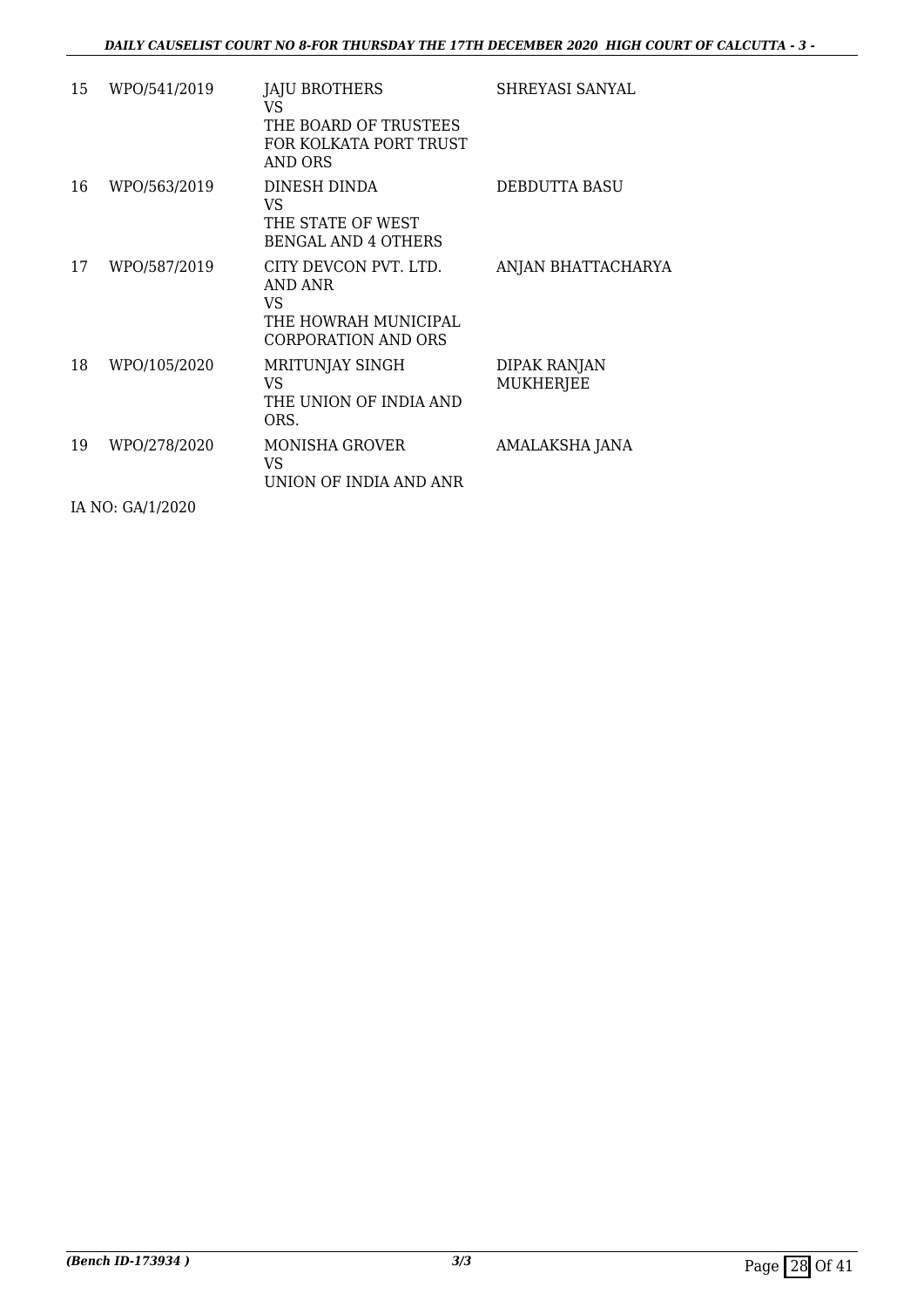| | | | |
|---|---|---|---|
| 15 | WPO/541/2019 | JAJU BROTHERS<br>VS<br>THE BOARD OF TRUSTEES FOR KOLKATA PORT TRUST AND ORS | SHREYASI SANYAL |
| 16 | WPO/563/2019 | DINESH DINDA<br>VS<br>THE STATE OF WEST BENGAL AND 4 OTHERS | DEBDUTTA BASU |
| 17 | WPO/587/2019 | CITY DEVCON PVT. LTD. AND ANR<br>VS<br>THE HOWRAH MUNICIPAL CORPORATION AND ORS | ANJAN BHATTACHARYA |
| 18 | WPO/105/2020 | MRITUNJAY SINGH<br>VS<br>THE UNION OF INDIA AND ORS. | DIPAK RANJAN MUKHERJEE |
| 19 | WPO/278/2020 | MONISHA GROVER<br>VS<br>UNION OF INDIA AND ANR | AMALAKSHA JANA |

IA NO: GA/1/2020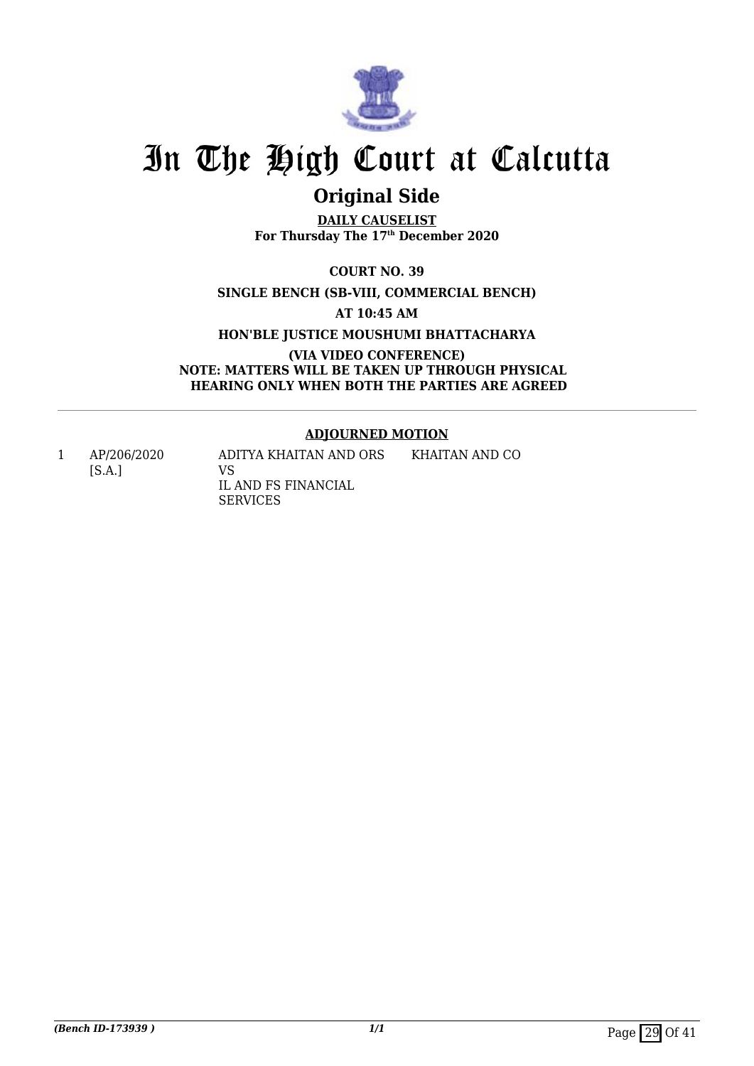# In The High Court at Calcutta

## Original Side

**DAILY CAUSELIST**
**For Thursday The 17th December 2020**

**COURT NO. 39**

**SINGLE BENCH (SB-VIII, COMMERCIAL BENCH)**

**AT 10:45 AM**

**HON'BLE JUSTICE MOUSHUMI BHATTACHARYA**

**(VIA VIDEO CONFERENCE)**
**NOTE: MATTERS WILL BE TAKEN UP THROUGH PHYSICAL HEARING ONLY WHEN BOTH THE PARTIES ARE AGREED**

---

### ADJOURNED MOTION

| | | | |
|---|---|---|---|
| 1 | AP/206/2020 [S.A.] | ADITYA KHAITAN AND ORS VS IL AND FS FINANCIAL SERVICES | KHAITAN AND CO |

*(Bench ID-173939 )*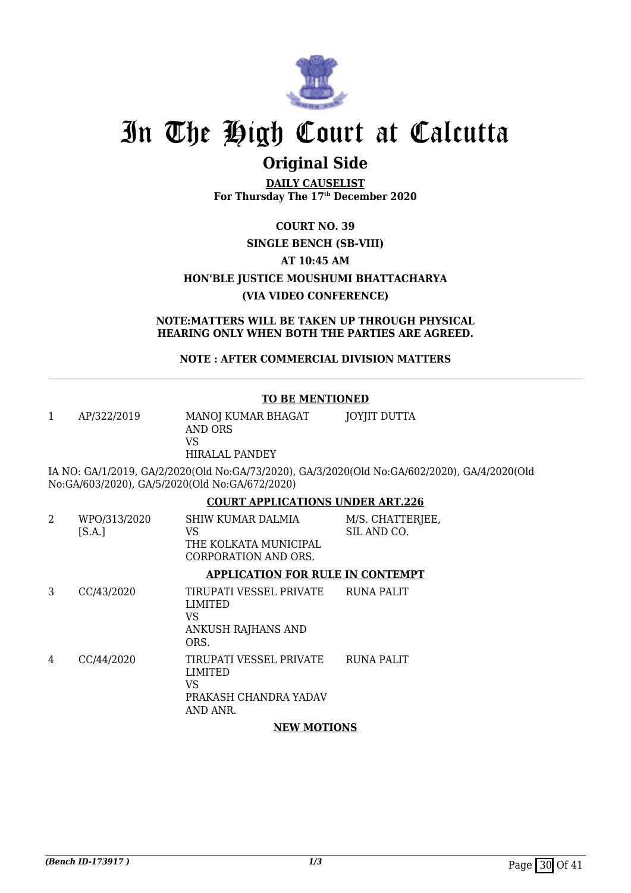# In The High Court at Calcutta

## Original Side

**DAILY CAUSELIST**
**For Thursday The 17th December 2020**

**COURT NO. 39**

**SINGLE BENCH (SB-VIII)**

**AT 10:45 AM**

**HON'BLE JUSTICE MOUSHUMI BHATTACHARYA**

**(VIA VIDEO CONFERENCE)**

**NOTE:MATTERS WILL BE TAKEN UP THROUGH PHYSICAL HEARING ONLY WHEN BOTH THE PARTIES ARE AGREED.**

**NOTE : AFTER COMMERCIAL DIVISION MATTERS**

---

**TO BE MENTIONED**

| | | | |
|---|---|---|---|
| 1 | AP/322/2019 | MANOJ KUMAR BHAGAT AND ORS<br>VS<br>HIRALAL PANDEY | JOYJIT DUTTA |

IA NO: GA/1/2019, GA/2/2020(Old No:GA/73/2020), GA/3/2020(Old No:GA/602/2020), GA/4/2020(Old No:GA/603/2020), GA/5/2020(Old No:GA/672/2020)

**COURT APPLICATIONS UNDER ART.226**

| | | | |
|---|---|---|---|
| 2 | WPO/313/2020 [S.A.] | SHIW KUMAR DALMIA<br>VS<br>THE KOLKATA MUNICIPAL CORPORATION AND ORS. | M/S. CHATTERJEE, SIL AND CO. |

**APPLICATION FOR RULE IN CONTEMPT**

| | | | |
|---|---|---|---|
| 3 | CC/43/2020 | TIRUPATI VESSEL PRIVATE LIMITED<br>VS<br>ANKUSH RAJHANS AND ORS. | RUNA PALIT |
| 4 | CC/44/2020 | TIRUPATI VESSEL PRIVATE LIMITED<br>VS<br>PRAKASH CHANDRA YADAV AND ANR. | RUNA PALIT |

**NEW MOTIONS**

*(Bench ID-173917 )* 1/3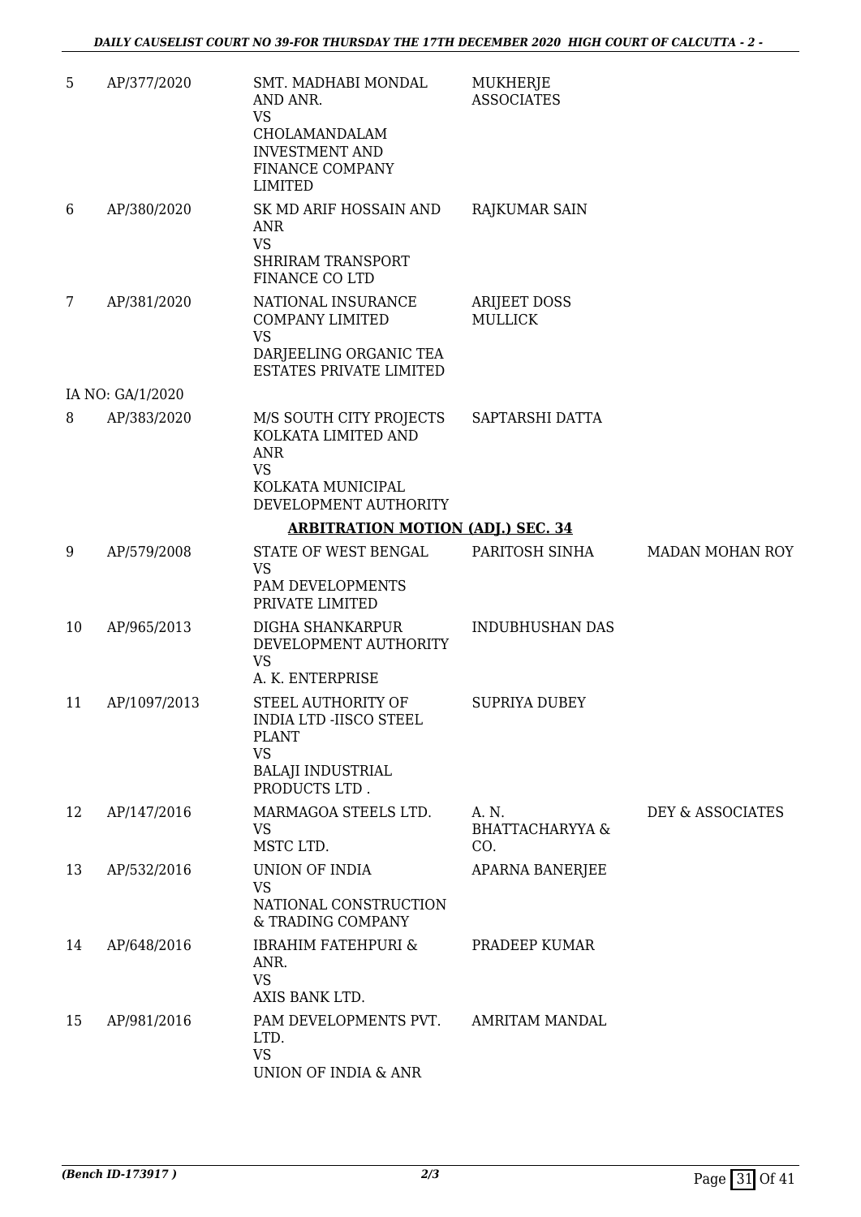| | | | | |
|---|---|---|---|---|
| 5 | AP/377/2020 | SMT. MADHABI MONDAL AND ANR.<br>VS<br>CHOLAMANDALAM INVESTMENT AND FINANCE COMPANY LIMITED | MUKHERJE ASSOCIATES | |
| 6 | AP/380/2020 | SK MD ARIF HOSSAIN AND ANR<br>VS<br>SHRIRAM TRANSPORT FINANCE CO LTD | RAJKUMAR SAIN | |
| 7 | AP/381/2020 | NATIONAL INSURANCE COMPANY LIMITED<br>VS<br>DARJEELING ORGANIC TEA ESTATES PRIVATE LIMITED | ARIJEET DOSS MULLICK | |
| | IA NO: GA/1/2020 | | | |
| 8 | AP/383/2020 | M/S SOUTH CITY PROJECTS KOLKATA LIMITED AND ANR<br>VS<br>KOLKATA MUNICIPAL DEVELOPMENT AUTHORITY | SAPTARSHI DATTA | |

**ARBITRATION MOTION (ADJ.) SEC. 34**

| | | | | |
|---|---|---|---|---|
| 9 | AP/579/2008 | STATE OF WEST BENGAL<br>VS<br>PAM DEVELOPMENTS PRIVATE LIMITED | PARITOSH SINHA | MADAN MOHAN ROY |
| 10 | AP/965/2013 | DIGHA SHANKARPUR DEVELOPMENT AUTHORITY<br>VS<br>A. K. ENTERPRISE | INDUBHUSHAN DAS | |
| 11 | AP/1097/2013 | STEEL AUTHORITY OF INDIA LTD -IISCO STEEL PLANT<br>VS<br>BALAJI INDUSTRIAL PRODUCTS LTD . | SUPRIYA DUBEY | |
| 12 | AP/147/2016 | MARMAGOA STEELS LTD.<br>VS<br>MSTC LTD. | A. N. BHATTACHARYYA & CO. | DEY & ASSOCIATES |
| 13 | AP/532/2016 | UNION OF INDIA<br>VS<br>NATIONAL CONSTRUCTION & TRADING COMPANY | APARNA BANERJEE | |
| 14 | AP/648/2016 | IBRAHIM FATEHPURI & ANR.<br>VS<br>AXIS BANK LTD. | PRADEEP KUMAR | |
| 15 | AP/981/2016 | PAM DEVELOPMENTS PVT. LTD.<br>VS<br>UNION OF INDIA & ANR | AMRITAM MANDAL | |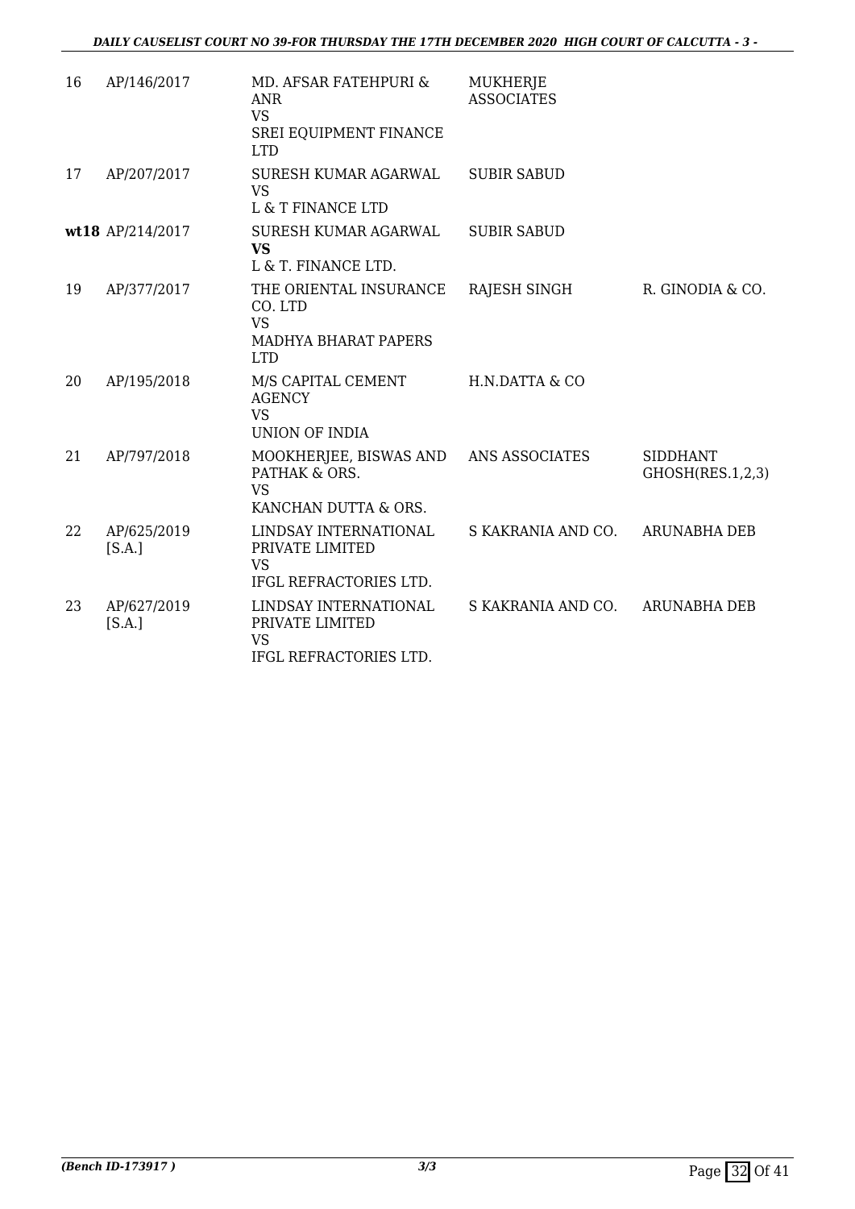| | | | | |
|---|---|---|---|---|
| 16 | AP/146/2017 | MD. AFSAR FATEHPURI & ANR<br>VS<br>SREI EQUIPMENT FINANCE LTD | MUKHERJE ASSOCIATES | |
| 17 | AP/207/2017 | SURESH KUMAR AGARWAL<br>VS<br>L & T FINANCE LTD | SUBIR SABUD | |
| **wt18** | AP/214/2017 | SURESH KUMAR AGARWAL<br>**VS**<br>L & T. FINANCE LTD. | SUBIR SABUD | |
| 19 | AP/377/2017 | THE ORIENTAL INSURANCE CO. LTD<br>VS<br>MADHYA BHARAT PAPERS LTD | RAJESH SINGH | R. GINODIA & CO. |
| 20 | AP/195/2018 | M/S CAPITAL CEMENT AGENCY<br>VS<br>UNION OF INDIA | H.N.DATTA & CO | |
| 21 | AP/797/2018 | MOOKHERJEE, BISWAS AND PATHAK & ORS.<br>VS<br>KANCHAN DUTTA & ORS. | ANS ASSOCIATES | SIDDHANT GHOSH(RES.1,2,3) |
| 22 | AP/625/2019 [S.A.] | LINDSAY INTERNATIONAL PRIVATE LIMITED<br>VS<br>IFGL REFRACTORIES LTD. | S KAKRANIA AND CO. | ARUNABHA DEB |
| 23 | AP/627/2019 [S.A.] | LINDSAY INTERNATIONAL PRIVATE LIMITED<br>VS<br>IFGL REFRACTORIES LTD. | S KAKRANIA AND CO. | ARUNABHA DEB |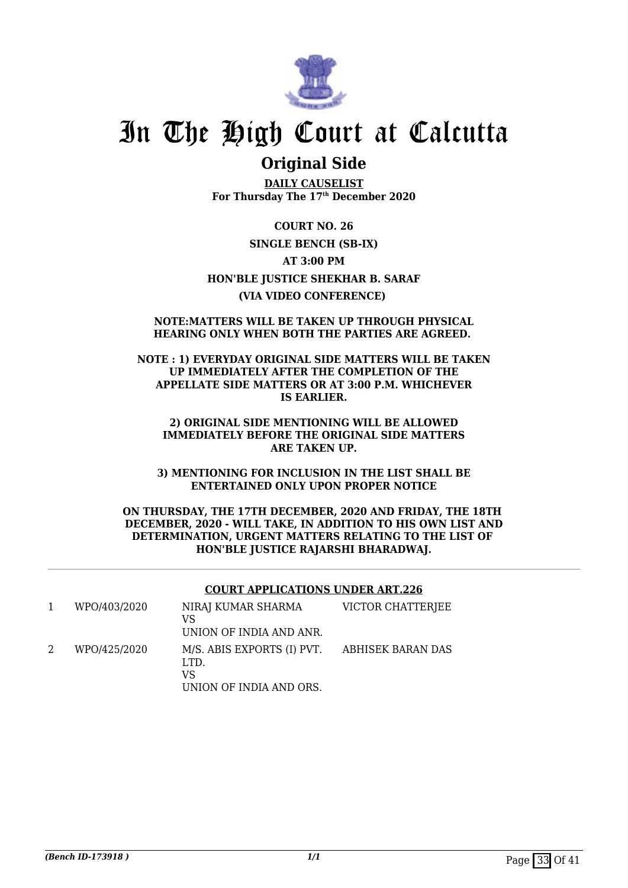# In The High Court at Calcutta

## Original Side

**DAILY CAUSELIST**
**For Thursday The 17th December 2020**

**COURT NO. 26**

**SINGLE BENCH (SB-IX)**

**AT 3:00 PM**

**HON'BLE JUSTICE SHEKHAR B. SARAF**

**(VIA VIDEO CONFERENCE)**

**NOTE:MATTERS WILL BE TAKEN UP THROUGH PHYSICAL HEARING ONLY WHEN BOTH THE PARTIES ARE AGREED.**

**NOTE : 1) EVERYDAY ORIGINAL SIDE MATTERS WILL BE TAKEN UP IMMEDIATELY AFTER THE COMPLETION OF THE APPELLATE SIDE MATTERS OR AT 3:00 P.M. WHICHEVER IS EARLIER.**

**2) ORIGINAL SIDE MENTIONING WILL BE ALLOWED IMMEDIATELY BEFORE THE ORIGINAL SIDE MATTERS ARE TAKEN UP.**

**3) MENTIONING FOR INCLUSION IN THE LIST SHALL BE ENTERTAINED ONLY UPON PROPER NOTICE**

**ON THURSDAY, THE 17TH DECEMBER, 2020 AND FRIDAY, THE 18TH DECEMBER, 2020 - WILL TAKE, IN ADDITION TO HIS OWN LIST AND DETERMINATION, URGENT MATTERS RELATING TO THE LIST OF HON'BLE JUSTICE RAJARSHI BHARADWAJ.**

**COURT APPLICATIONS UNDER ART.226**

| | | | |
|---|---|---|---|
| 1 | WPO/403/2020 | NIRAJ KUMAR SHARMA<br>VS<br>UNION OF INDIA AND ANR. | VICTOR CHATTERJEE |
| 2 | WPO/425/2020 | M/S. ABIS EXPORTS (I) PVT. LTD.<br>VS<br>UNION OF INDIA AND ORS. | ABHISEK BARAN DAS |

*(Bench ID-173918 )*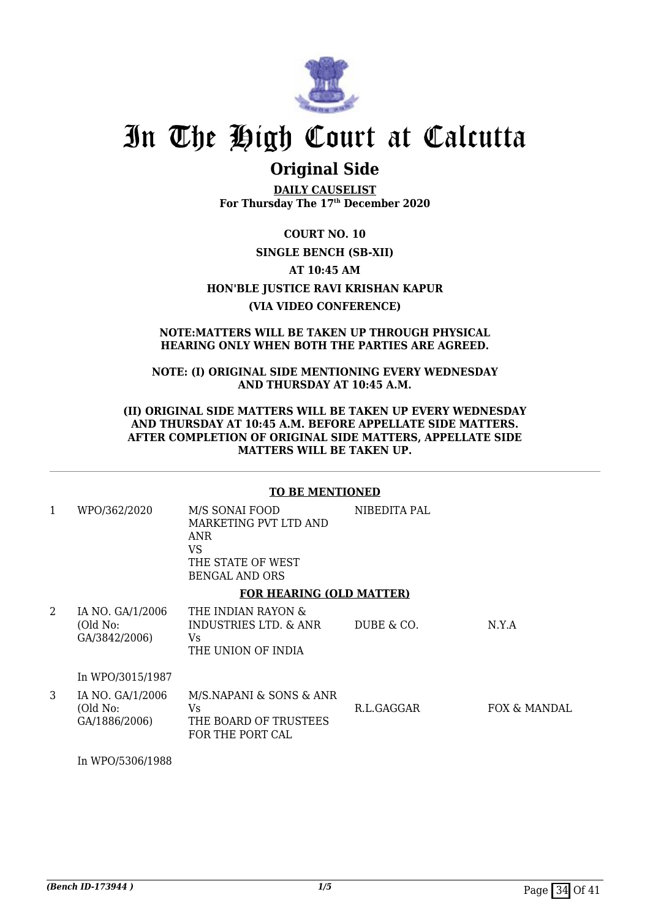# In The High Court at Calcutta

## Original Side

**DAILY CAUSELIST**
**For Thursday The 17th December 2020**

**COURT NO. 10**

**SINGLE BENCH (SB-XII)**

**AT 10:45 AM**

**HON'BLE JUSTICE RAVI KRISHAN KAPUR**

**(VIA VIDEO CONFERENCE)**

**NOTE:MATTERS WILL BE TAKEN UP THROUGH PHYSICAL HEARING ONLY WHEN BOTH THE PARTIES ARE AGREED.**

**NOTE: (I) ORIGINAL SIDE MENTIONING EVERY WEDNESDAY AND THURSDAY AT 10:45 A.M.**

**(II) ORIGINAL SIDE MATTERS WILL BE TAKEN UP EVERY WEDNESDAY AND THURSDAY AT 10:45 A.M. BEFORE APPELLATE SIDE MATTERS. AFTER COMPLETION OF ORIGINAL SIDE MATTERS, APPELLATE SIDE MATTERS WILL BE TAKEN UP.**

**TO BE MENTIONED**

| | | | | |
|---|---|---|---|---|
| 1 | WPO/362/2020 | M/S SONAI FOOD MARKETING PVT LTD AND ANR<br>VS<br>THE STATE OF WEST BENGAL AND ORS | NIBEDITA PAL | |

**FOR HEARING (OLD MATTER)**

| | | | | |
|---|---|---|---|---|
| 2 | IA NO. GA/1/2006 (Old No: GA/3842/2006)<br><br>In WPO/3015/1987 | THE INDIAN RAYON & INDUSTRIES LTD. & ANR<br>Vs<br>THE UNION OF INDIA | DUBE & CO. | N.Y.A |
| 3 | IA NO. GA/1/2006 (Old No: GA/1886/2006)<br><br>In WPO/5306/1988 | M/S.NAPANI & SONS & ANR<br>Vs<br>THE BOARD OF TRUSTEES FOR THE PORT CAL | R.L.GAGGAR | FOX & MANDAL |

*(Bench ID-173944 )* 1/5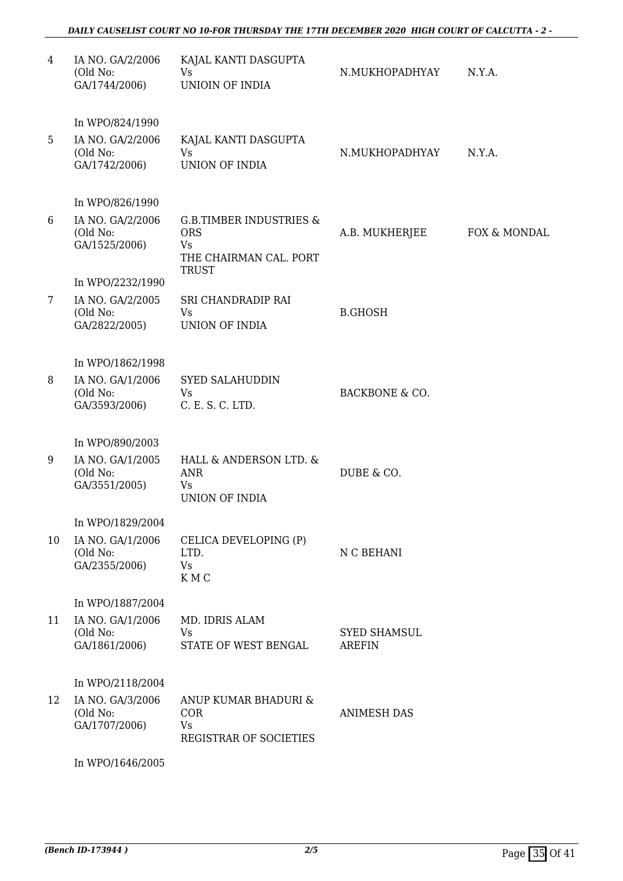| 4 | IA NO. GA/2/2006 (Old No: GA/1744/2006) | KAJAL KANTI DASGUPTA Vs UNIOIN OF INDIA | N.MUKHOPADHYAY | N.Y.A. |
|---|---|---|---|---|
| | In WPO/824/1990 | | | |
| 5 | IA NO. GA/2/2006 (Old No: GA/1742/2006) | KAJAL KANTI DASGUPTA Vs UNION OF INDIA | N.MUKHOPADHYAY | N.Y.A. |
| | In WPO/826/1990 | | | |
| 6 | IA NO. GA/2/2006 (Old No: GA/1525/2006) | G.B.TIMBER INDUSTRIES & ORS Vs THE CHAIRMAN CAL. PORT TRUST | A.B. MUKHERJEE | FOX & MONDAL |
| | In WPO/2232/1990 | | | |
| 7 | IA NO. GA/2/2005 (Old No: GA/2822/2005) | SRI CHANDRADIP RAI Vs UNION OF INDIA | B.GHOSH | |
| | In WPO/1862/1998 | | | |
| 8 | IA NO. GA/1/2006 (Old No: GA/3593/2006) | SYED SALAHUDDIN Vs C. E. S. C. LTD. | BACKBONE & CO. | |
| | In WPO/890/2003 | | | |
| 9 | IA NO. GA/1/2005 (Old No: GA/3551/2005) | HALL & ANDERSON LTD. & ANR Vs UNION OF INDIA | DUBE & CO. | |
| | In WPO/1829/2004 | | | |
| 10 | IA NO. GA/1/2006 (Old No: GA/2355/2006) | CELICA DEVELOPING (P) LTD. Vs K M C | N C BEHANI | |
| | In WPO/1887/2004 | | | |
| 11 | IA NO. GA/1/2006 (Old No: GA/1861/2006) | MD. IDRIS ALAM Vs STATE OF WEST BENGAL | SYED SHAMSUL AREFIN | |
| | In WPO/2118/2004 | | | |
| 12 | IA NO. GA/3/2006 (Old No: GA/1707/2006) | ANUP KUMAR BHADURI & COR Vs REGISTRAR OF SOCIETIES | ANIMESH DAS | |
| | In WPO/1646/2005 | | | |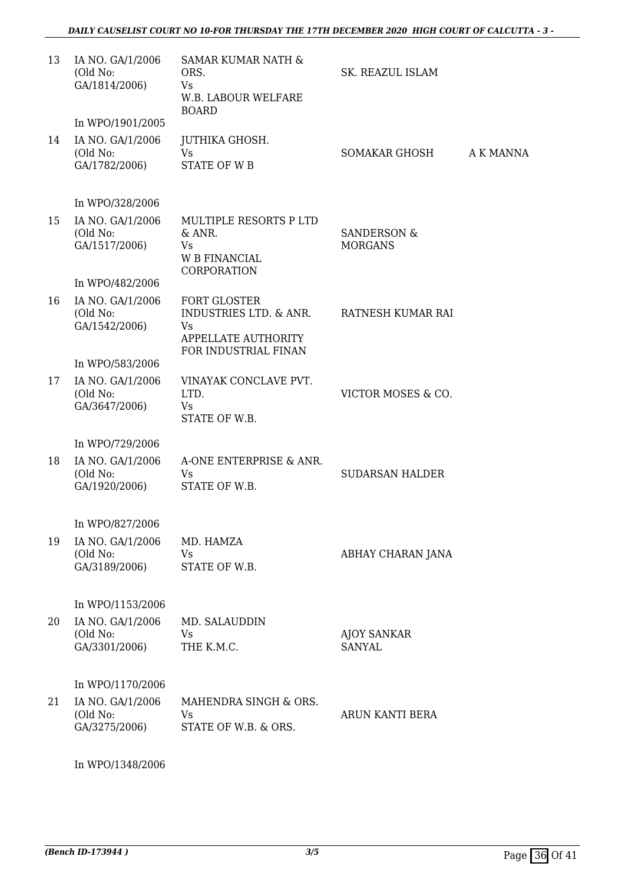| | | | | |
|---|---|---|---|---|
| 13 | IA NO. GA/1/2006 (Old No: GA/1814/2006) | SAMAR KUMAR NATH & ORS. Vs W.B. LABOUR WELFARE BOARD | SK. REAZUL ISLAM | |
| | In WPO/1901/2005 | | | |
| 14 | IA NO. GA/1/2006 (Old No: GA/1782/2006) | JUTHIKA GHOSH. Vs STATE OF W B | SOMAKAR GHOSH | A K MANNA |
| | In WPO/328/2006 | | | |
| 15 | IA NO. GA/1/2006 (Old No: GA/1517/2006) | MULTIPLE RESORTS P LTD & ANR. Vs W B FINANCIAL CORPORATION | SANDERSON & MORGANS | |
| | In WPO/482/2006 | | | |
| 16 | IA NO. GA/1/2006 (Old No: GA/1542/2006) | FORT GLOSTER INDUSTRIES LTD. & ANR. Vs APPELLATE AUTHORITY FOR INDUSTRIAL FINAN | RATNESH KUMAR RAI | |
| | In WPO/583/2006 | | | |
| 17 | IA NO. GA/1/2006 (Old No: GA/3647/2006) | VINAYAK CONCLAVE PVT. LTD. Vs STATE OF W.B. | VICTOR MOSES & CO. | |
| | In WPO/729/2006 | | | |
| 18 | IA NO. GA/1/2006 (Old No: GA/1920/2006) | A-ONE ENTERPRISE & ANR. Vs STATE OF W.B. | SUDARSAN HALDER | |
| | In WPO/827/2006 | | | |
| 19 | IA NO. GA/1/2006 (Old No: GA/3189/2006) | MD. HAMZA Vs STATE OF W.B. | ABHAY CHARAN JANA | |
| | In WPO/1153/2006 | | | |
| 20 | IA NO. GA/1/2006 (Old No: GA/3301/2006) | MD. SALAUDDIN Vs THE K.M.C. | AJOY SANKAR SANYAL | |
| | In WPO/1170/2006 | | | |
| 21 | IA NO. GA/1/2006 (Old No: GA/3275/2006) | MAHENDRA SINGH & ORS. Vs STATE OF W.B. & ORS. | ARUN KANTI BERA | |
| | In WPO/1348/2006 | | | |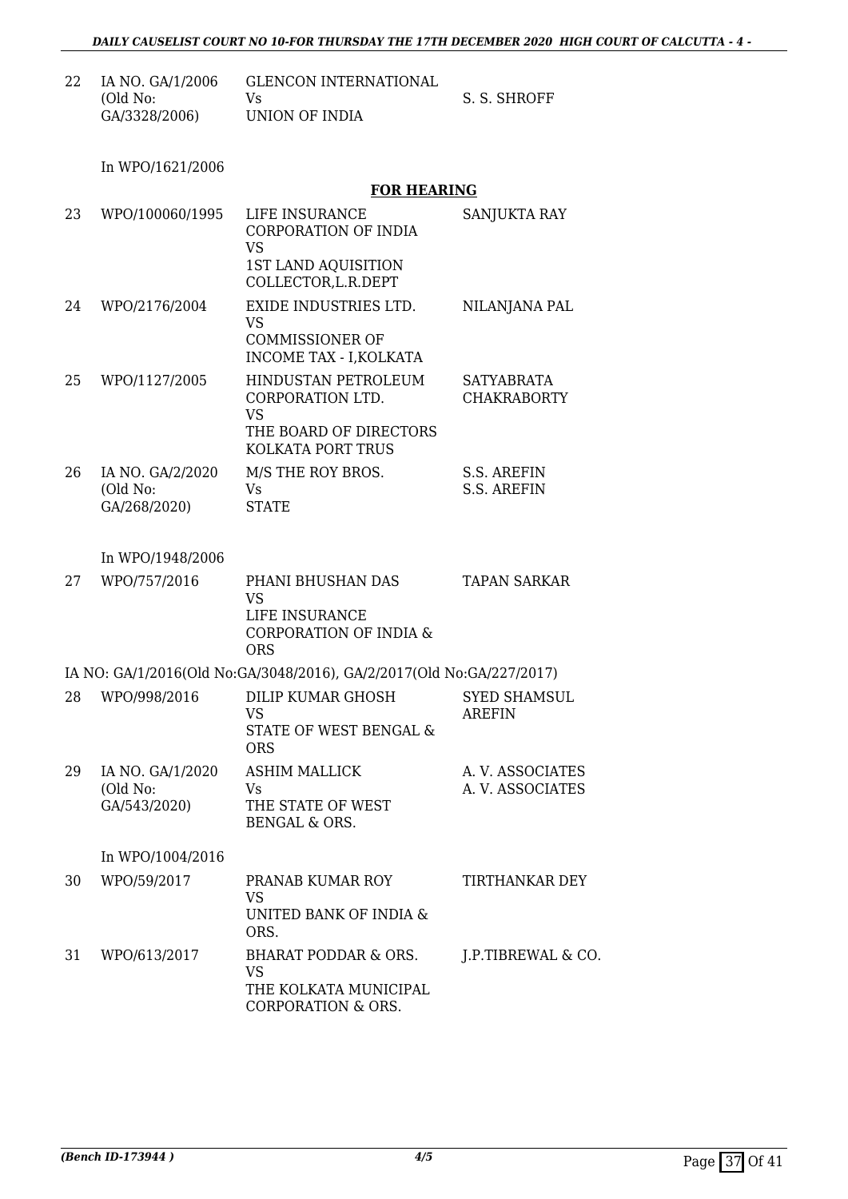| | | | |
|---|---|---|---|
| 22 | IA NO. GA/1/2006 (Old No: GA/3328/2006) | GLENCON INTERNATIONAL Vs UNION OF INDIA | S. S. SHROFF |
| | In WPO/1621/2006 | | |

**FOR HEARING**

| | | | |
|---|---|---|---|
| 23 | WPO/100060/1995 | LIFE INSURANCE CORPORATION OF INDIA VS 1ST LAND AQUISITION COLLECTOR,L.R.DEPT | SANJUKTA RAY |
| 24 | WPO/2176/2004 | EXIDE INDUSTRIES LTD. VS COMMISSIONER OF INCOME TAX - I,KOLKATA | NILANJANA PAL |
| 25 | WPO/1127/2005 | HINDUSTAN PETROLEUM CORPORATION LTD. VS THE BOARD OF DIRECTORS KOLKATA PORT TRUS | SATYABRATA CHAKRABORTY |
| 26 | IA NO. GA/2/2020 (Old No: GA/268/2020) | M/S THE ROY BROS. Vs STATE | S.S. AREFIN S.S. AREFIN |
| | In WPO/1948/2006 | | |
| 27 | WPO/757/2016 | PHANI BHUSHAN DAS VS LIFE INSURANCE CORPORATION OF INDIA & ORS | TAPAN SARKAR |

IA NO: GA/1/2016(Old No:GA/3048/2016), GA/2/2017(Old No:GA/227/2017)

| | | | |
|---|---|---|---|
| 28 | WPO/998/2016 | DILIP KUMAR GHOSH VS STATE OF WEST BENGAL & ORS | SYED SHAMSUL AREFIN |
| 29 | IA NO. GA/1/2020 (Old No: GA/543/2020) | ASHIM MALLICK Vs THE STATE OF WEST BENGAL & ORS. | A. V. ASSOCIATES A. V. ASSOCIATES |
| | In WPO/1004/2016 | | |
| 30 | WPO/59/2017 | PRANAB KUMAR ROY VS UNITED BANK OF INDIA & ORS. | TIRTHANKAR DEY |
| 31 | WPO/613/2017 | BHARAT PODDAR & ORS. VS THE KOLKATA MUNICIPAL CORPORATION & ORS. | J.P.TIBREWAL & CO. |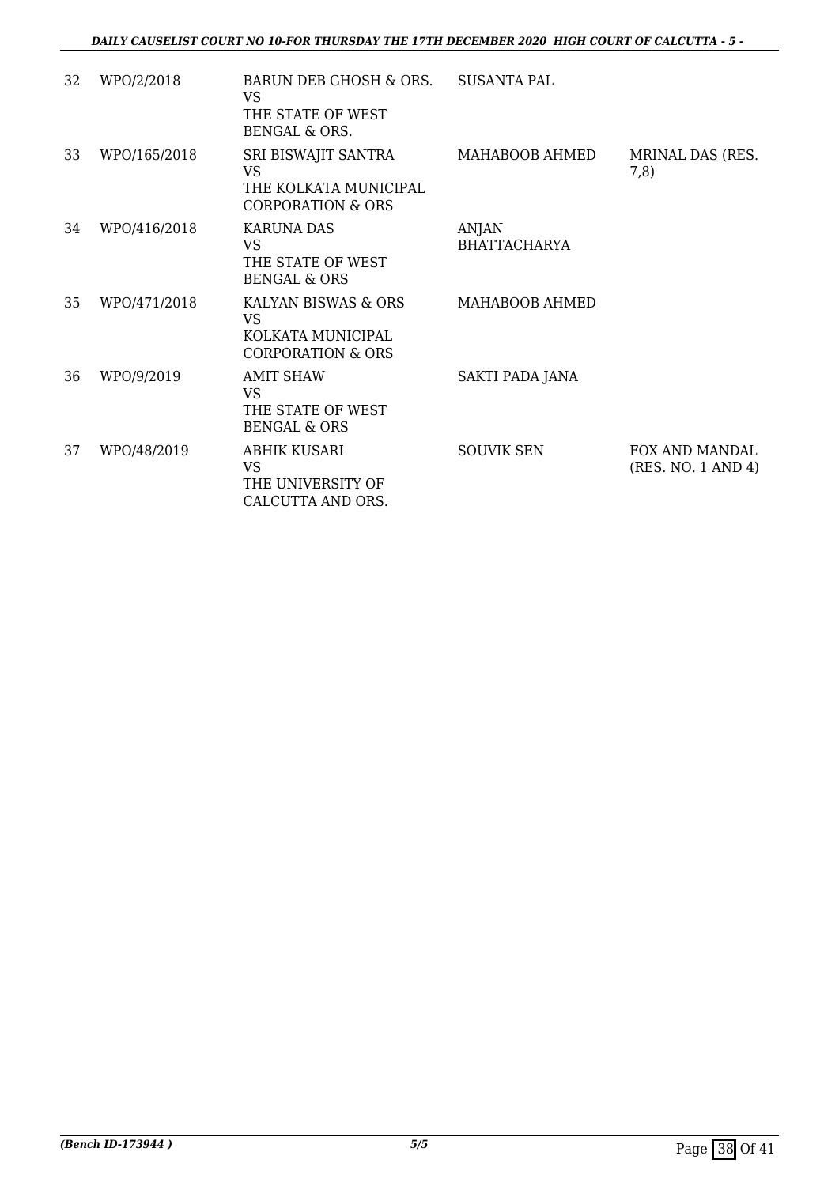| | | | | |
|---|---|---|---|---|
| 32 | WPO/2/2018 | BARUN DEB GHOSH & ORS.<br>VS<br>THE STATE OF WEST BENGAL & ORS. | SUSANTA PAL | |
| 33 | WPO/165/2018 | SRI BISWAJIT SANTRA<br>VS<br>THE KOLKATA MUNICIPAL CORPORATION & ORS | MAHABOOB AHMED | MRINAL DAS (RES. 7,8) |
| 34 | WPO/416/2018 | KARUNA DAS<br>VS<br>THE STATE OF WEST BENGAL & ORS | ANJAN BHATTACHARYA | |
| 35 | WPO/471/2018 | KALYAN BISWAS & ORS<br>VS<br>KOLKATA MUNICIPAL CORPORATION & ORS | MAHABOOB AHMED | |
| 36 | WPO/9/2019 | AMIT SHAW<br>VS<br>THE STATE OF WEST BENGAL & ORS | SAKTI PADA JANA | |
| 37 | WPO/48/2019 | ABHIK KUSARI<br>VS<br>THE UNIVERSITY OF CALCUTTA AND ORS. | SOUVIK SEN | FOX AND MANDAL (RES. NO. 1 AND 4) |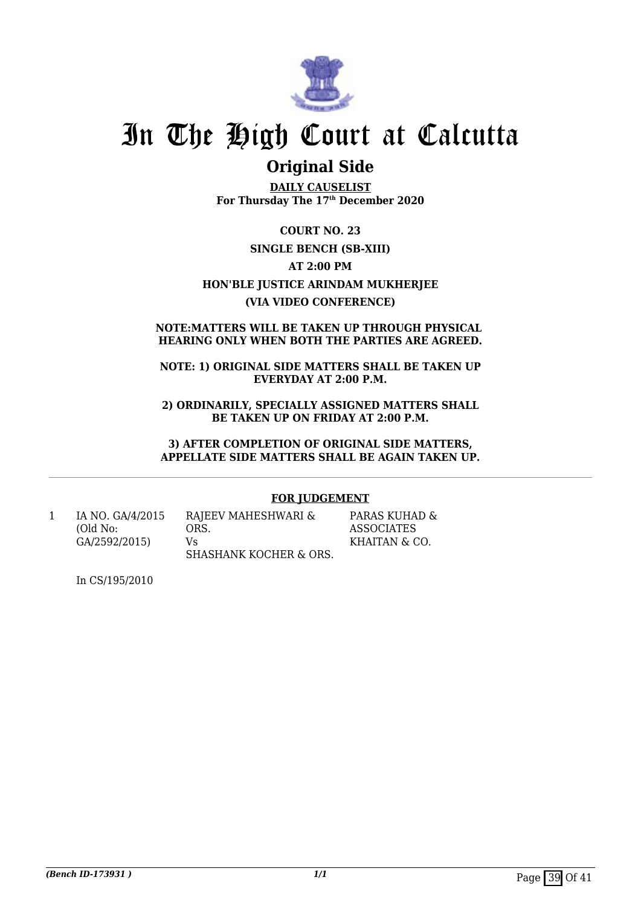# In The High Court at Calcutta

## Original Side

**DAILY CAUSELIST**
**For Thursday The 17th December 2020**

**COURT NO. 23**

**SINGLE BENCH (SB-XIII)**

**AT 2:00 PM**

**HON'BLE JUSTICE ARINDAM MUKHERJEE**

**(VIA VIDEO CONFERENCE)**

**NOTE:MATTERS WILL BE TAKEN UP THROUGH PHYSICAL HEARING ONLY WHEN BOTH THE PARTIES ARE AGREED.**

**NOTE: 1) ORIGINAL SIDE MATTERS SHALL BE TAKEN UP EVERYDAY AT 2:00 P.M.**

**2) ORDINARILY, SPECIALLY ASSIGNED MATTERS SHALL BE TAKEN UP ON FRIDAY AT 2:00 P.M.**

**3) AFTER COMPLETION OF ORIGINAL SIDE MATTERS, APPELLATE SIDE MATTERS SHALL BE AGAIN TAKEN UP.**

---

**FOR JUDGEMENT**

| | | | |
|---|---|---|---|
| 1 | IA NO. GA/4/2015 (Old No: GA/2592/2015) | RAJEEV MAHESHWARI & ORS. Vs SHASHANK KOCHER & ORS. | PARAS KUHAD & ASSOCIATES KHAITAN & CO. |

In CS/195/2010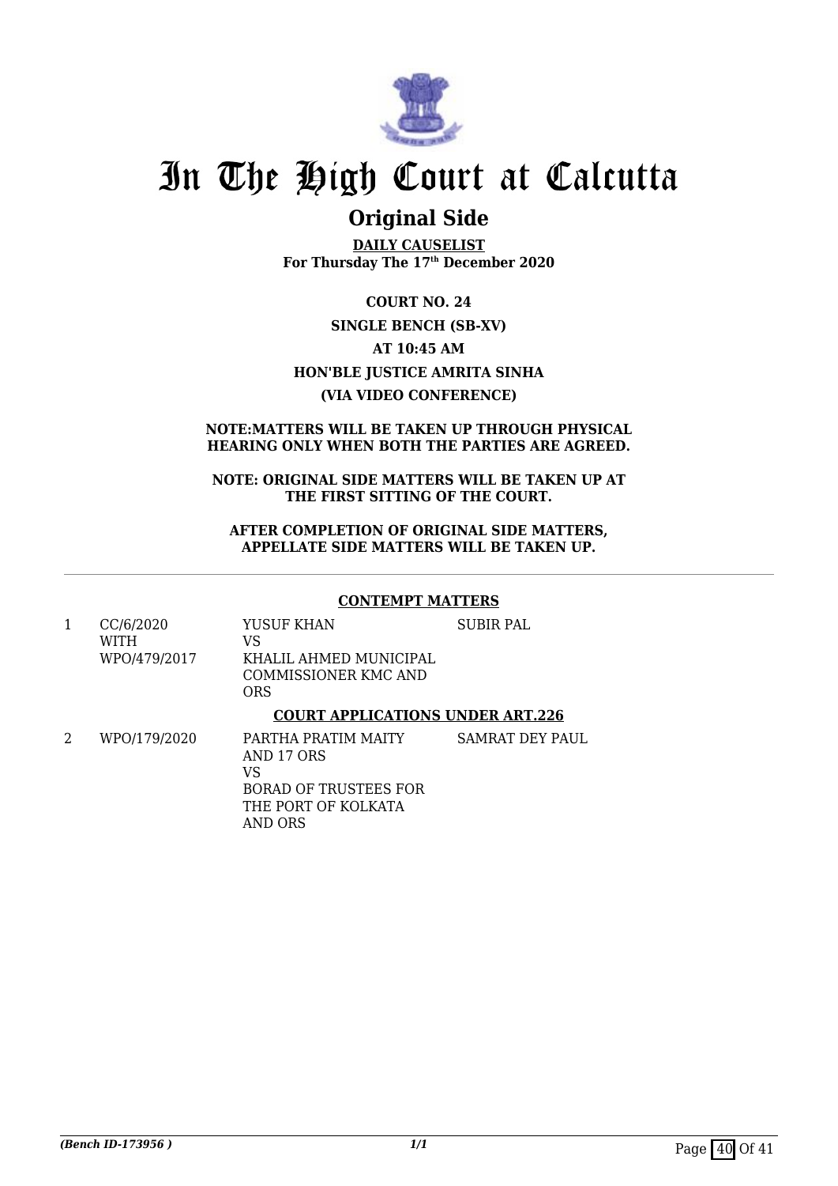# In The High Court at Calcutta

## Original Side

**DAILY CAUSELIST**
**For Thursday The 17th December 2020**

**COURT NO. 24**

**SINGLE BENCH (SB-XV)**

**AT 10:45 AM**

**HON'BLE JUSTICE AMRITA SINHA**

**(VIA VIDEO CONFERENCE)**

**NOTE:MATTERS WILL BE TAKEN UP THROUGH PHYSICAL HEARING ONLY WHEN BOTH THE PARTIES ARE AGREED.**

**NOTE: ORIGINAL SIDE MATTERS WILL BE TAKEN UP AT THE FIRST SITTING OF THE COURT.**

**AFTER COMPLETION OF ORIGINAL SIDE MATTERS, APPELLATE SIDE MATTERS WILL BE TAKEN UP.**

---

### CONTEMPT MATTERS

| | | | |
|---|---|---|---|
| 1 | CC/6/2020 WITH WPO/479/2017 | YUSUF KHAN VS KHALIL AHMED MUNICIPAL COMMISSIONER KMC AND ORS | SUBIR PAL |

### COURT APPLICATIONS UNDER ART.226

| | | | |
|---|---|---|---|
| 2 | WPO/179/2020 | PARTHA PRATIM MAITY AND 17 ORS VS BORAD OF TRUSTEES FOR THE PORT OF KOLKATA AND ORS | SAMRAT DEY PAUL |

*(Bench ID-173956 )*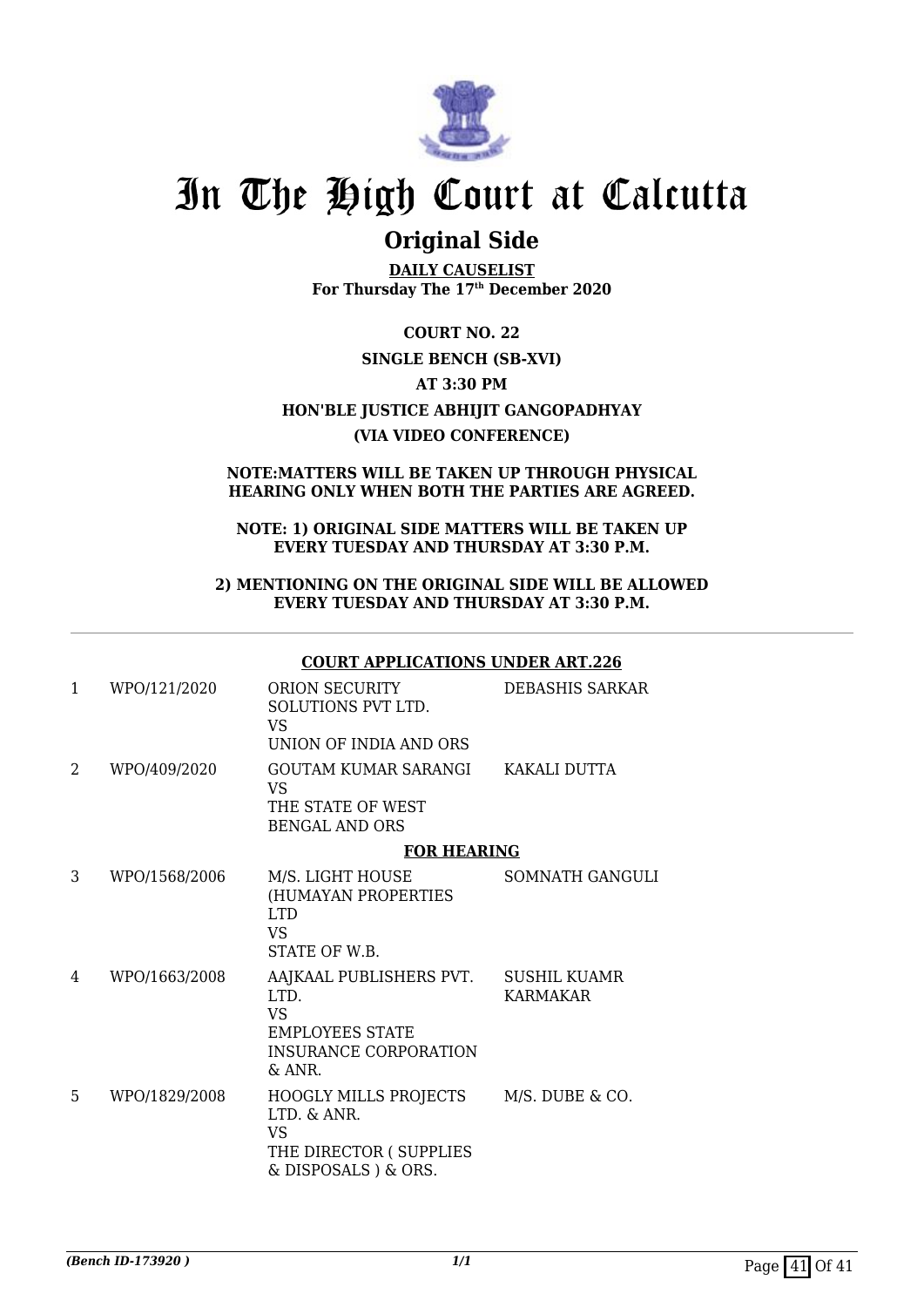# In The High Court at Calcutta

## Original Side

**DAILY CAUSELIST**
**For Thursday The 17th December 2020**

**COURT NO. 22**

**SINGLE BENCH (SB-XVI)**

**AT 3:30 PM**

**HON'BLE JUSTICE ABHIJIT GANGOPADHYAY**

**(VIA VIDEO CONFERENCE)**

**NOTE:MATTERS WILL BE TAKEN UP THROUGH PHYSICAL HEARING ONLY WHEN BOTH THE PARTIES ARE AGREED.**

**NOTE: 1) ORIGINAL SIDE MATTERS WILL BE TAKEN UP EVERY TUESDAY AND THURSDAY AT 3:30 P.M.**

**2) MENTIONING ON THE ORIGINAL SIDE WILL BE ALLOWED EVERY TUESDAY AND THURSDAY AT 3:30 P.M.**

**COURT APPLICATIONS UNDER ART.226**

| | | | |
|---|---|---|---|
| 1 | WPO/121/2020 | ORION SECURITY SOLUTIONS PVT LTD.<br>VS<br>UNION OF INDIA AND ORS | DEBASHIS SARKAR |
| 2 | WPO/409/2020 | GOUTAM KUMAR SARANGI<br>VS<br>THE STATE OF WEST BENGAL AND ORS | KAKALI DUTTA |

**FOR HEARING**

| | | | |
|---|---|---|---|
| 3 | WPO/1568/2006 | M/S. LIGHT HOUSE (HUMAYAN PROPERTIES LTD<br>VS<br>STATE OF W.B. | SOMNATH GANGULI |
| 4 | WPO/1663/2008 | AAJKAAL PUBLISHERS PVT. LTD.<br>VS<br>EMPLOYEES STATE INSURANCE CORPORATION & ANR. | SUSHIL KUAMR KARMAKAR |
| 5 | WPO/1829/2008 | HOOGLY MILLS PROJECTS LTD. & ANR.<br>VS<br>THE DIRECTOR ( SUPPLIES & DISPOSALS ) & ORS. | M/S. DUBE & CO. |

*(Bench ID-173920 )*